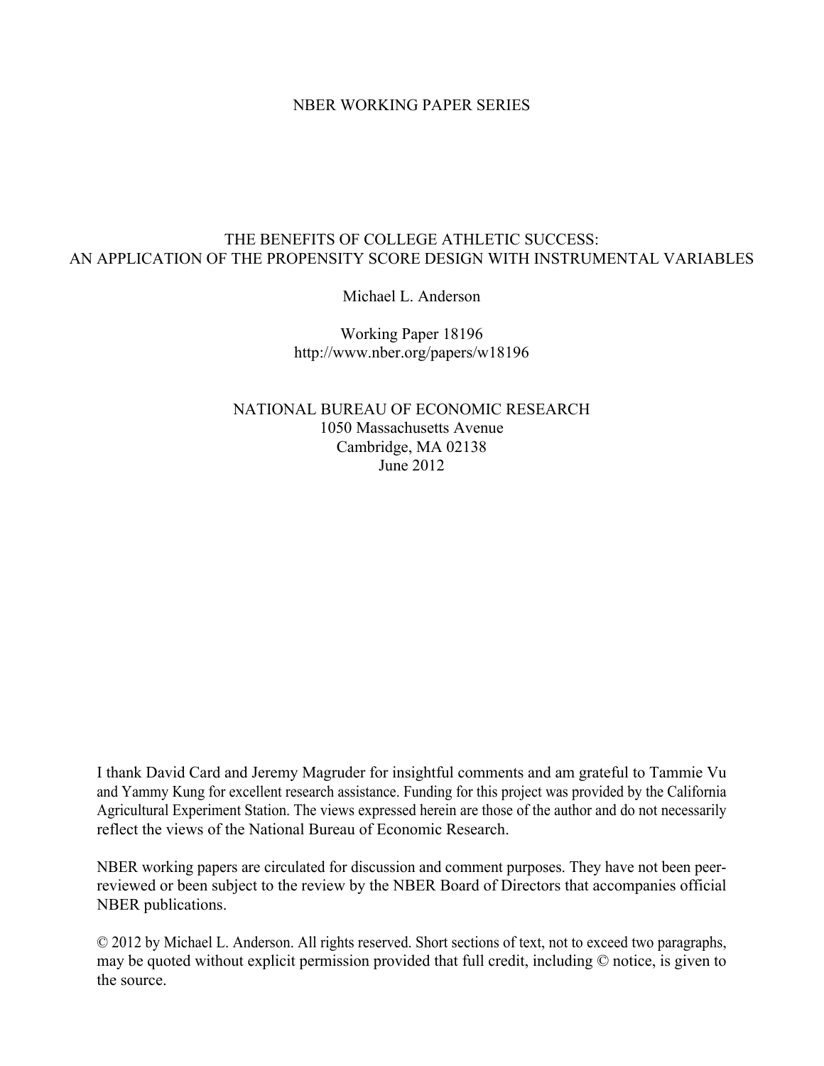NBER WORKING PAPER SERIES

# THE BENEFITS OF COLLEGE ATHLETIC SUCCESS: AN APPLICATION OF THE PROPENSITY SCORE DESIGN WITH INSTRUMENTAL VARIABLES

Michael L. Anderson

Working Paper 18196
http://www.nber.org/papers/w18196

NATIONAL BUREAU OF ECONOMIC RESEARCH
1050 Massachusetts Avenue
Cambridge, MA 02138
June 2012

I thank David Card and Jeremy Magruder for insightful comments and am grateful to Tammie Vu and Yammy Kung for excellent research assistance. Funding for this project was provided by the California Agricultural Experiment Station. The views expressed herein are those of the author and do not necessarily reflect the views of the National Bureau of Economic Research.

NBER working papers are circulated for discussion and comment purposes. They have not been peer-reviewed or been subject to the review by the NBER Board of Directors that accompanies official NBER publications.

© 2012 by Michael L. Anderson. All rights reserved. Short sections of text, not to exceed two paragraphs, may be quoted without explicit permission provided that full credit, including © notice, is given to the source.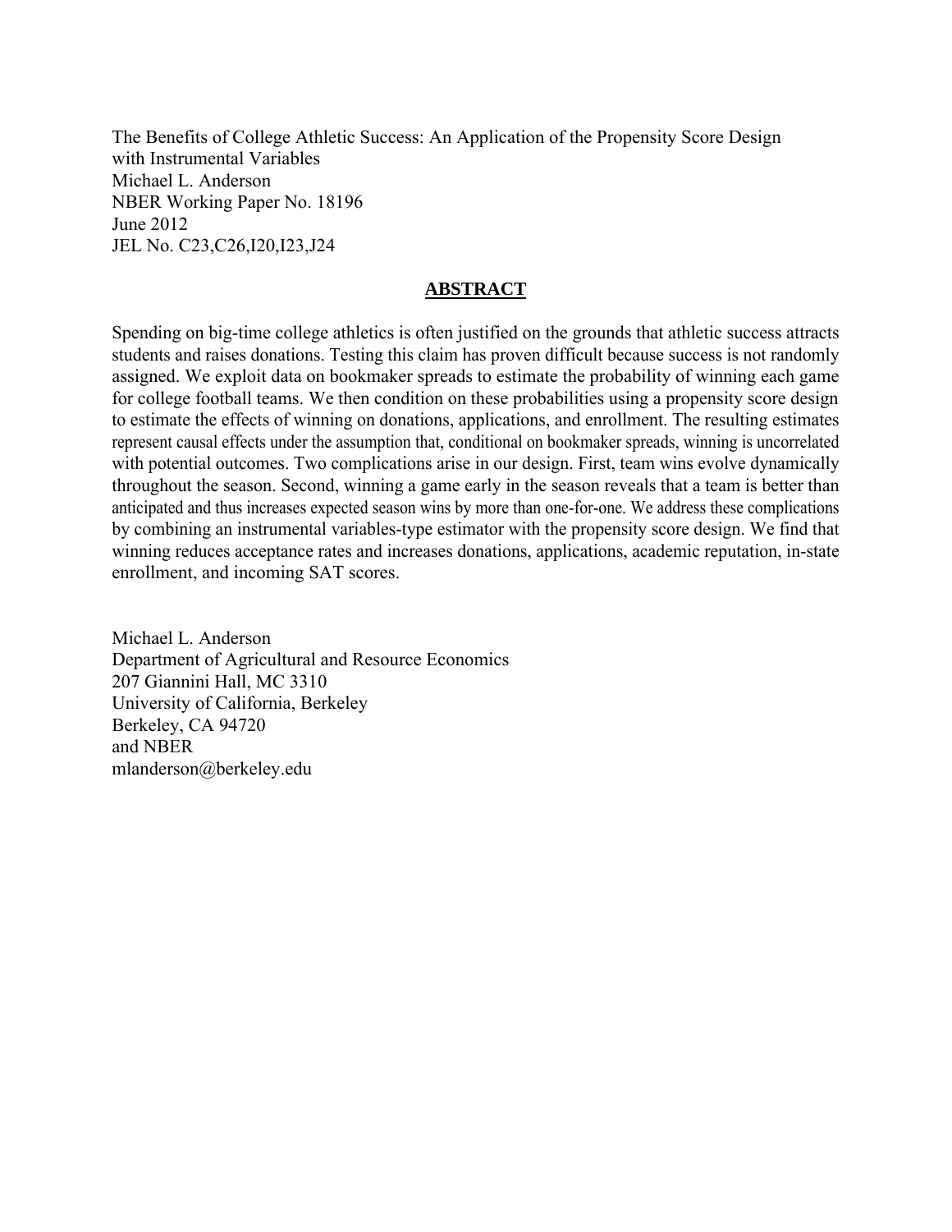The Benefits of College Athletic Success: An Application of the Propensity Score Design with Instrumental Variables
Michael L. Anderson
NBER Working Paper No. 18196
June 2012
JEL No. C23,C26,I20,I23,J24

## ABSTRACT

Spending on big-time college athletics is often justified on the grounds that athletic success attracts students and raises donations. Testing this claim has proven difficult because success is not randomly assigned. We exploit data on bookmaker spreads to estimate the probability of winning each game for college football teams. We then condition on these probabilities using a propensity score design to estimate the effects of winning on donations, applications, and enrollment. The resulting estimates represent causal effects under the assumption that, conditional on bookmaker spreads, winning is uncorrelated with potential outcomes. Two complications arise in our design. First, team wins evolve dynamically throughout the season. Second, winning a game early in the season reveals that a team is better than anticipated and thus increases expected season wins by more than one-for-one. We address these complications by combining an instrumental variables-type estimator with the propensity score design. We find that winning reduces acceptance rates and increases donations, applications, academic reputation, in-state enrollment, and incoming SAT scores.

Michael L. Anderson
Department of Agricultural and Resource Economics
207 Giannini Hall, MC 3310
University of California, Berkeley
Berkeley, CA 94720
and NBER
mlanderson@berkeley.edu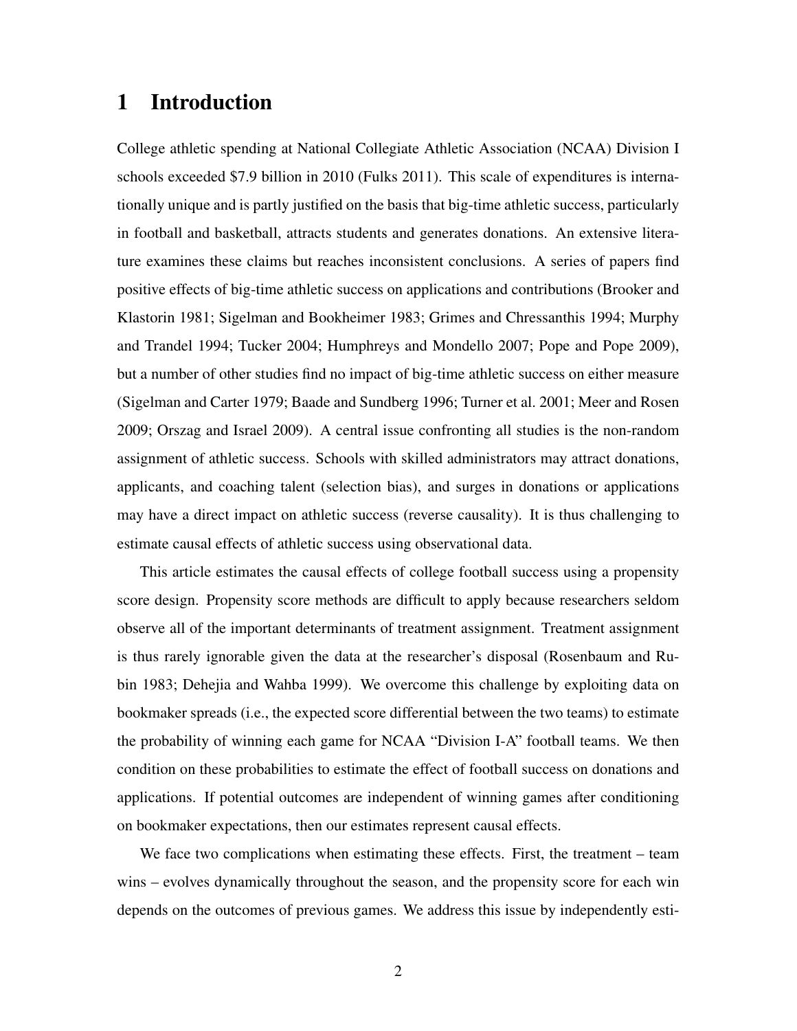# 1 Introduction

College athletic spending at National Collegiate Athletic Association (NCAA) Division I schools exceeded $7.9 billion in 2010 (Fulks 2011). This scale of expenditures is internationally unique and is partly justified on the basis that big-time athletic success, particularly in football and basketball, attracts students and generates donations. An extensive literature examines these claims but reaches inconsistent conclusions. A series of papers find positive effects of big-time athletic success on applications and contributions (Brooker and Klastorin 1981; Sigelman and Bookheimer 1983; Grimes and Chressanthis 1994; Murphy and Trandel 1994; Tucker 2004; Humphreys and Mondello 2007; Pope and Pope 2009), but a number of other studies find no impact of big-time athletic success on either measure (Sigelman and Carter 1979; Baade and Sundberg 1996; Turner et al. 2001; Meer and Rosen 2009; Orszag and Israel 2009). A central issue confronting all studies is the non-random assignment of athletic success. Schools with skilled administrators may attract donations, applicants, and coaching talent (selection bias), and surges in donations or applications may have a direct impact on athletic success (reverse causality). It is thus challenging to estimate causal effects of athletic success using observational data.

This article estimates the causal effects of college football success using a propensity score design. Propensity score methods are difficult to apply because researchers seldom observe all of the important determinants of treatment assignment. Treatment assignment is thus rarely ignorable given the data at the researcher's disposal (Rosenbaum and Rubin 1983; Dehejia and Wahba 1999). We overcome this challenge by exploiting data on bookmaker spreads (i.e., the expected score differential between the two teams) to estimate the probability of winning each game for NCAA "Division I-A" football teams. We then condition on these probabilities to estimate the effect of football success on donations and applications. If potential outcomes are independent of winning games after conditioning on bookmaker expectations, then our estimates represent causal effects.

We face two complications when estimating these effects. First, the treatment – team wins – evolves dynamically throughout the season, and the propensity score for each win depends on the outcomes of previous games. We address this issue by independently esti-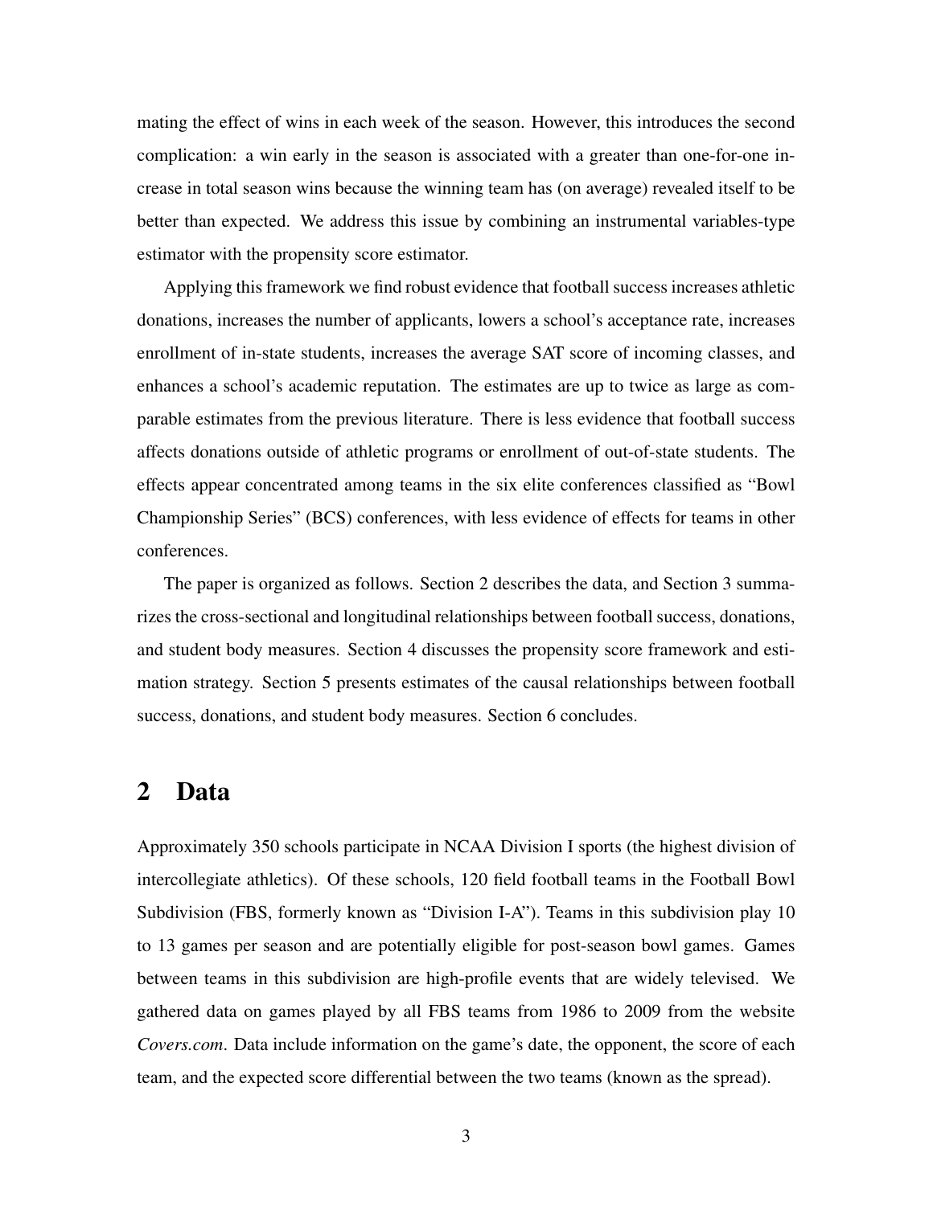mating the effect of wins in each week of the season. However, this introduces the second complication: a win early in the season is associated with a greater than one-for-one increase in total season wins because the winning team has (on average) revealed itself to be better than expected. We address this issue by combining an instrumental variables-type estimator with the propensity score estimator.

Applying this framework we find robust evidence that football success increases athletic donations, increases the number of applicants, lowers a school's acceptance rate, increases enrollment of in-state students, increases the average SAT score of incoming classes, and enhances a school's academic reputation. The estimates are up to twice as large as comparable estimates from the previous literature. There is less evidence that football success affects donations outside of athletic programs or enrollment of out-of-state students. The effects appear concentrated among teams in the six elite conferences classified as "Bowl Championship Series" (BCS) conferences, with less evidence of effects for teams in other conferences.

The paper is organized as follows. Section 2 describes the data, and Section 3 summarizes the cross-sectional and longitudinal relationships between football success, donations, and student body measures. Section 4 discusses the propensity score framework and estimation strategy. Section 5 presents estimates of the causal relationships between football success, donations, and student body measures. Section 6 concludes.

## 2 Data

Approximately 350 schools participate in NCAA Division I sports (the highest division of intercollegiate athletics). Of these schools, 120 field football teams in the Football Bowl Subdivision (FBS, formerly known as "Division I-A"). Teams in this subdivision play 10 to 13 games per season and are potentially eligible for post-season bowl games. Games between teams in this subdivision are high-profile events that are widely televised. We gathered data on games played by all FBS teams from 1986 to 2009 from the website *Covers.com*. Data include information on the game's date, the opponent, the score of each team, and the expected score differential between the two teams (known as the spread).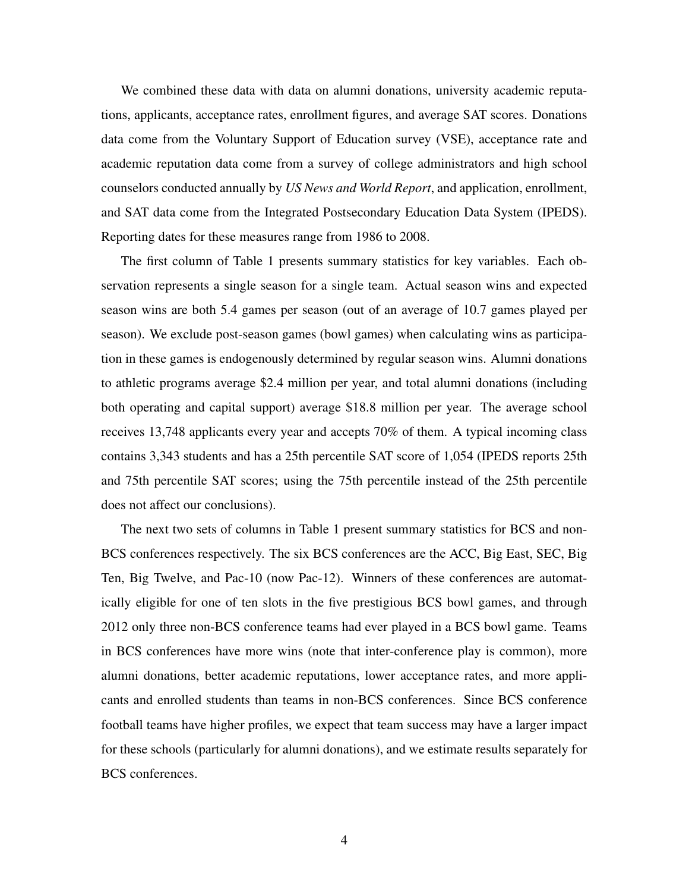We combined these data with data on alumni donations, university academic reputations, applicants, acceptance rates, enrollment figures, and average SAT scores. Donations data come from the Voluntary Support of Education survey (VSE), acceptance rate and academic reputation data come from a survey of college administrators and high school counselors conducted annually by *US News and World Report*, and application, enrollment, and SAT data come from the Integrated Postsecondary Education Data System (IPEDS). Reporting dates for these measures range from 1986 to 2008.

The first column of Table 1 presents summary statistics for key variables. Each observation represents a single season for a single team. Actual season wins and expected season wins are both 5.4 games per season (out of an average of 10.7 games played per season). We exclude post-season games (bowl games) when calculating wins as participation in these games is endogenously determined by regular season wins. Alumni donations to athletic programs average $2.4 million per year, and total alumni donations (including both operating and capital support) average $18.8 million per year. The average school receives 13,748 applicants every year and accepts 70% of them. A typical incoming class contains 3,343 students and has a 25th percentile SAT score of 1,054 (IPEDS reports 25th and 75th percentile SAT scores; using the 75th percentile instead of the 25th percentile does not affect our conclusions).

The next two sets of columns in Table 1 present summary statistics for BCS and non-BCS conferences respectively. The six BCS conferences are the ACC, Big East, SEC, Big Ten, Big Twelve, and Pac-10 (now Pac-12). Winners of these conferences are automatically eligible for one of ten slots in the five prestigious BCS bowl games, and through 2012 only three non-BCS conference teams had ever played in a BCS bowl game. Teams in BCS conferences have more wins (note that inter-conference play is common), more alumni donations, better academic reputations, lower acceptance rates, and more applicants and enrolled students than teams in non-BCS conferences. Since BCS conference football teams have higher profiles, we expect that team success may have a larger impact for these schools (particularly for alumni donations), and we estimate results separately for BCS conferences.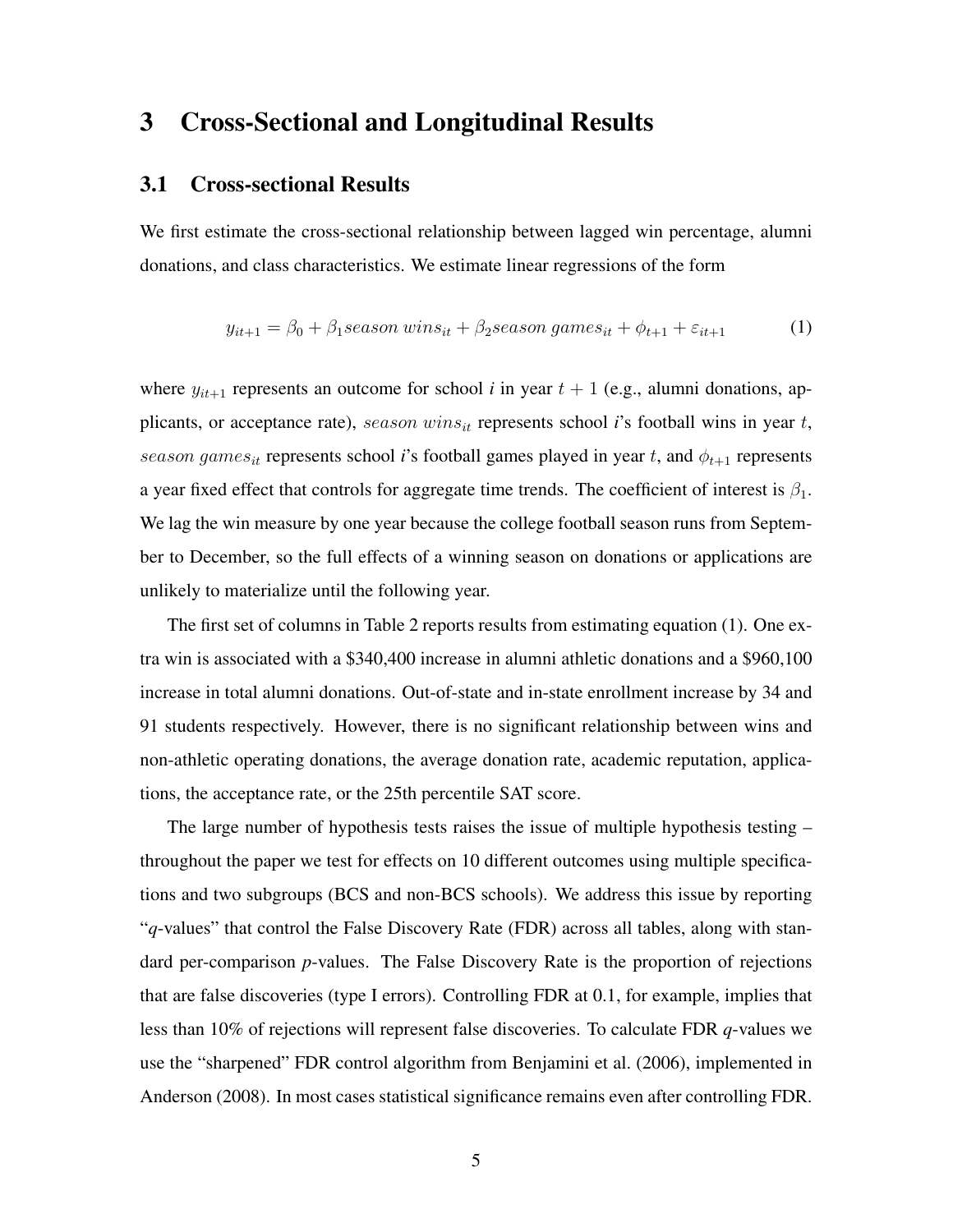# 3 Cross-Sectional and Longitudinal Results

## 3.1 Cross-sectional Results

We first estimate the cross-sectional relationship between lagged win percentage, alumni donations, and class characteristics. We estimate linear regressions of the form

$$y_{it+1} = \beta_0 + \beta_1 season\ wins_{it} + \beta_2 season\ games_{it} + \phi_{t+1} + \varepsilon_{it+1} \tag{1}$$

where $y_{it+1}$ represents an outcome for school *i* in year $t+1$ (e.g., alumni donations, applicants, or acceptance rate), $season\ wins_{it}$ represents school *i*'s football wins in year $t$, $season\ games_{it}$ represents school *i*'s football games played in year $t$, and $\phi_{t+1}$ represents a year fixed effect that controls for aggregate time trends. The coefficient of interest is $\beta_1$. We lag the win measure by one year because the college football season runs from September to December, so the full effects of a winning season on donations or applications are unlikely to materialize until the following year.

The first set of columns in Table 2 reports results from estimating equation (1). One extra win is associated with a \$340,400 increase in alumni athletic donations and a \$960,100 increase in total alumni donations. Out-of-state and in-state enrollment increase by 34 and 91 students respectively. However, there is no significant relationship between wins and non-athletic operating donations, the average donation rate, academic reputation, applications, the acceptance rate, or the 25th percentile SAT score.

The large number of hypothesis tests raises the issue of multiple hypothesis testing – throughout the paper we test for effects on 10 different outcomes using multiple specifications and two subgroups (BCS and non-BCS schools). We address this issue by reporting "*q*-values" that control the False Discovery Rate (FDR) across all tables, along with standard per-comparison *p*-values. The False Discovery Rate is the proportion of rejections that are false discoveries (type I errors). Controlling FDR at 0.1, for example, implies that less than 10% of rejections will represent false discoveries. To calculate FDR *q*-values we use the "sharpened" FDR control algorithm from Benjamini et al. (2006), implemented in Anderson (2008). In most cases statistical significance remains even after controlling FDR.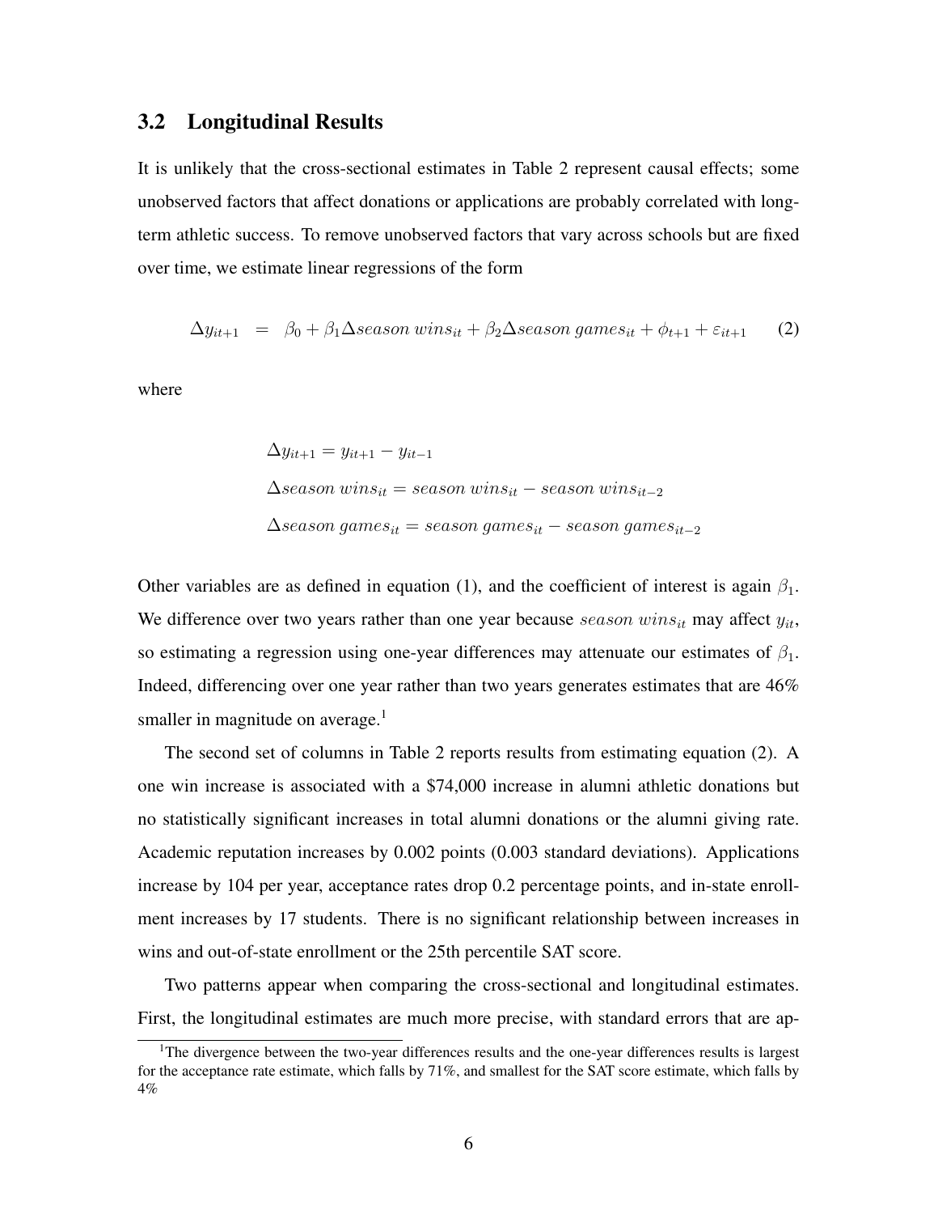## 3.2 Longitudinal Results

It is unlikely that the cross-sectional estimates in Table 2 represent causal effects; some unobserved factors that affect donations or applications are probably correlated with long-term athletic success. To remove unobserved factors that vary across schools but are fixed over time, we estimate linear regressions of the form

$$\Delta y_{it+1} \;=\; \beta_0 + \beta_1 \Delta season\ wins_{it} + \beta_2 \Delta season\ games_{it} + \phi_{t+1} + \varepsilon_{it+1} \qquad (2)$$

where

$$\Delta y_{it+1} = y_{it+1} - y_{it-1}$$

$$\Delta season\ wins_{it} = season\ wins_{it} - season\ wins_{it-2}$$

$$\Delta season\ games_{it} = season\ games_{it} - season\ games_{it-2}$$

Other variables are as defined in equation (1), and the coefficient of interest is again $\beta_1$. We difference over two years rather than one year because $season\ wins_{it}$ may affect $y_{it}$, so estimating a regression using one-year differences may attenuate our estimates of $\beta_1$. Indeed, differencing over one year rather than two years generates estimates that are 46% smaller in magnitude on average.[1]

The second set of columns in Table 2 reports results from estimating equation (2). A one win increase is associated with a $74,000 increase in alumni athletic donations but no statistically significant increases in total alumni donations or the alumni giving rate. Academic reputation increases by 0.002 points (0.003 standard deviations). Applications increase by 104 per year, acceptance rates drop 0.2 percentage points, and in-state enrollment increases by 17 students. There is no significant relationship between increases in wins and out-of-state enrollment or the 25th percentile SAT score.

Two patterns appear when comparing the cross-sectional and longitudinal estimates. First, the longitudinal estimates are much more precise, with standard errors that are ap-

[1] The divergence between the two-year differences results and the one-year differences results is largest for the acceptance rate estimate, which falls by 71%, and smallest for the SAT score estimate, which falls by 4%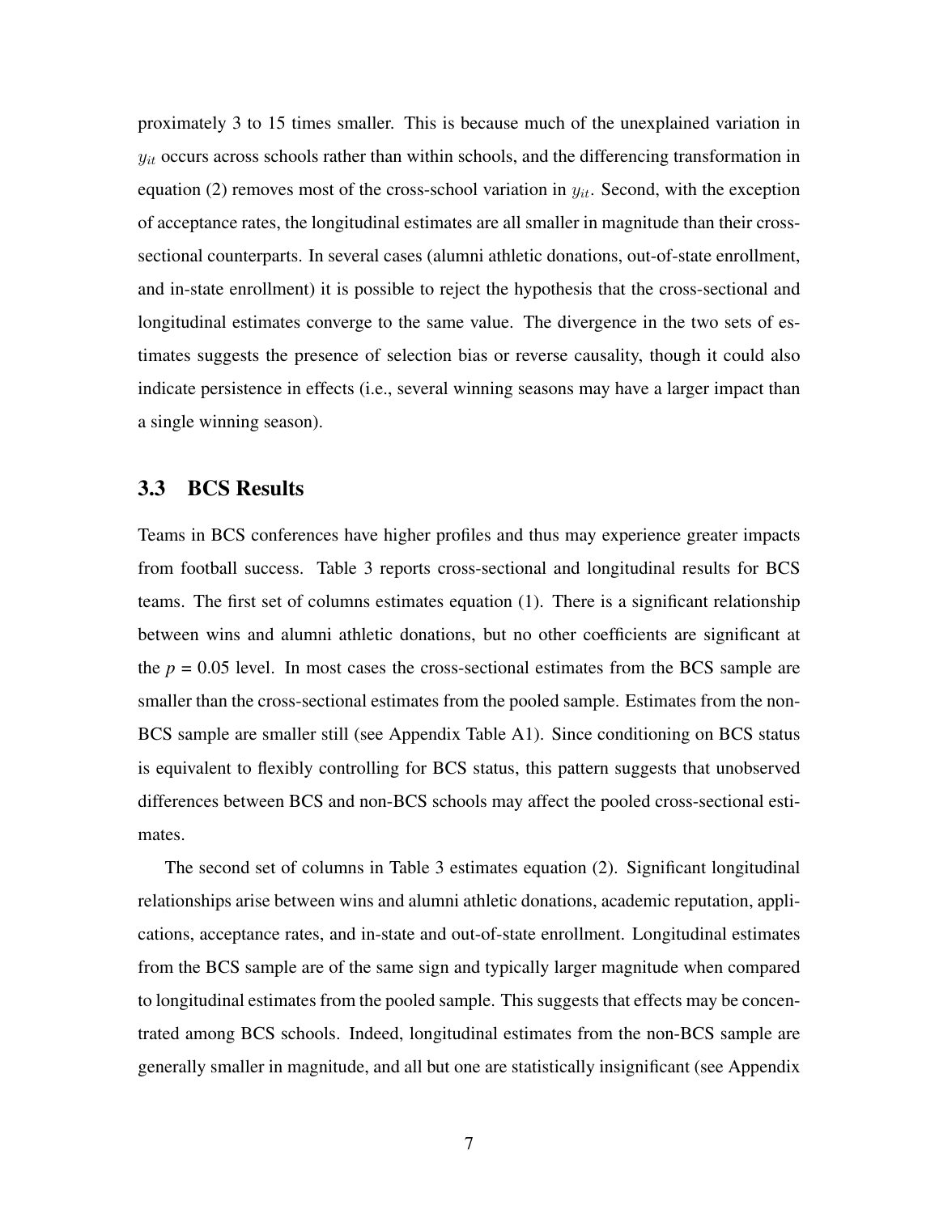proximately 3 to 15 times smaller. This is because much of the unexplained variation in $y_{it}$ occurs across schools rather than within schools, and the differencing transformation in equation (2) removes most of the cross-school variation in $y_{it}$. Second, with the exception of acceptance rates, the longitudinal estimates are all smaller in magnitude than their cross-sectional counterparts. In several cases (alumni athletic donations, out-of-state enrollment, and in-state enrollment) it is possible to reject the hypothesis that the cross-sectional and longitudinal estimates converge to the same value. The divergence in the two sets of estimates suggests the presence of selection bias or reverse causality, though it could also indicate persistence in effects (i.e., several winning seasons may have a larger impact than a single winning season).

## 3.3 BCS Results

Teams in BCS conferences have higher profiles and thus may experience greater impacts from football success. Table 3 reports cross-sectional and longitudinal results for BCS teams. The first set of columns estimates equation (1). There is a significant relationship between wins and alumni athletic donations, but no other coefficients are significant at the $p = 0.05$ level. In most cases the cross-sectional estimates from the BCS sample are smaller than the cross-sectional estimates from the pooled sample. Estimates from the non-BCS sample are smaller still (see Appendix Table A1). Since conditioning on BCS status is equivalent to flexibly controlling for BCS status, this pattern suggests that unobserved differences between BCS and non-BCS schools may affect the pooled cross-sectional estimates.

The second set of columns in Table 3 estimates equation (2). Significant longitudinal relationships arise between wins and alumni athletic donations, academic reputation, applications, acceptance rates, and in-state and out-of-state enrollment. Longitudinal estimates from the BCS sample are of the same sign and typically larger magnitude when compared to longitudinal estimates from the pooled sample. This suggests that effects may be concentrated among BCS schools. Indeed, longitudinal estimates from the non-BCS sample are generally smaller in magnitude, and all but one are statistically insignificant (see Appendix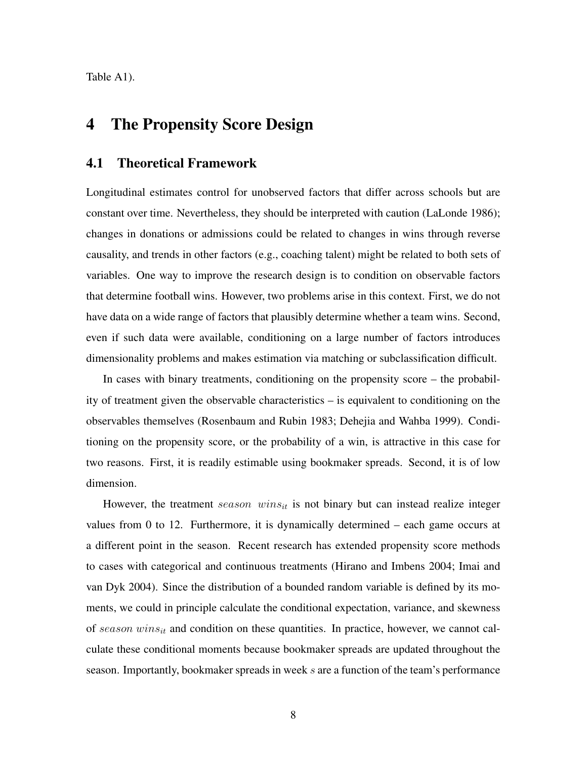Table A1).

# 4 The Propensity Score Design

## 4.1 Theoretical Framework

Longitudinal estimates control for unobserved factors that differ across schools but are constant over time. Nevertheless, they should be interpreted with caution (LaLonde 1986); changes in donations or admissions could be related to changes in wins through reverse causality, and trends in other factors (e.g., coaching talent) might be related to both sets of variables. One way to improve the research design is to condition on observable factors that determine football wins. However, two problems arise in this context. First, we do not have data on a wide range of factors that plausibly determine whether a team wins. Second, even if such data were available, conditioning on a large number of factors introduces dimensionality problems and makes estimation via matching or subclassification difficult.

In cases with binary treatments, conditioning on the propensity score – the probability of treatment given the observable characteristics – is equivalent to conditioning on the observables themselves (Rosenbaum and Rubin 1983; Dehejia and Wahba 1999). Conditioning on the propensity score, or the probability of a win, is attractive in this case for two reasons. First, it is readily estimable using bookmaker spreads. Second, it is of low dimension.

However, the treatment $season\ wins_{it}$ is not binary but can instead realize integer values from 0 to 12. Furthermore, it is dynamically determined – each game occurs at a different point in the season. Recent research has extended propensity score methods to cases with categorical and continuous treatments (Hirano and Imbens 2004; Imai and van Dyk 2004). Since the distribution of a bounded random variable is defined by its moments, we could in principle calculate the conditional expectation, variance, and skewness of $season\ wins_{it}$ and condition on these quantities. In practice, however, we cannot calculate these conditional moments because bookmaker spreads are updated throughout the season. Importantly, bookmaker spreads in week $s$ are a function of the team's performance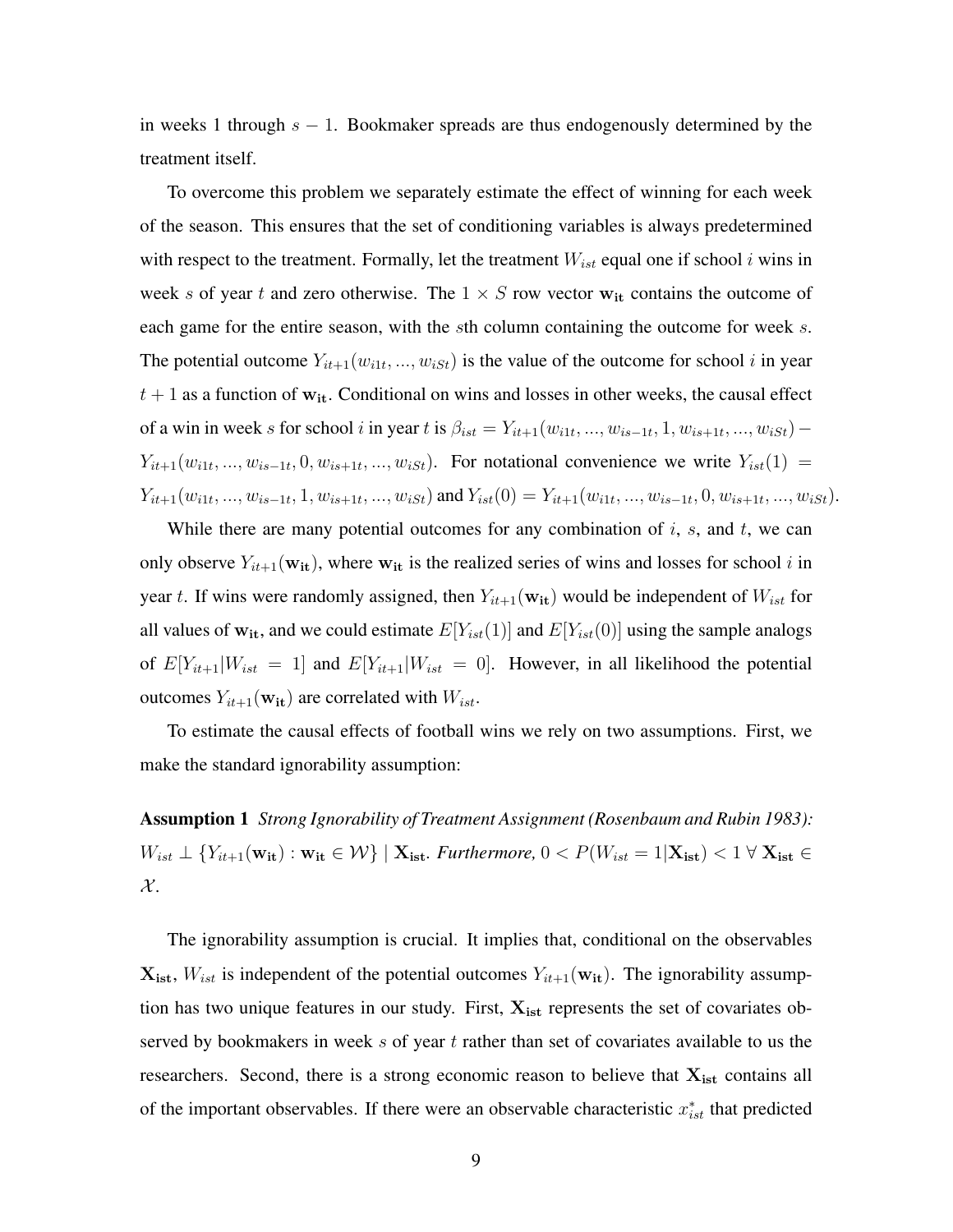in weeks 1 through $s - 1$. Bookmaker spreads are thus endogenously determined by the treatment itself.

To overcome this problem we separately estimate the effect of winning for each week of the season. This ensures that the set of conditioning variables is always predetermined with respect to the treatment. Formally, let the treatment $W_{ist}$ equal one if school $i$ wins in week $s$ of year $t$ and zero otherwise. The $1 \times S$ row vector $\mathbf{w_{it}}$ contains the outcome of each game for the entire season, with the $s$th column containing the outcome for week $s$. The potential outcome $Y_{it+1}(w_{i1t}, ..., w_{iSt})$ is the value of the outcome for school $i$ in year $t+1$ as a function of $\mathbf{w_{it}}$. Conditional on wins and losses in other weeks, the causal effect of a win in week $s$ for school $i$ in year $t$ is $\beta_{ist} = Y_{it+1}(w_{i1t}, ..., w_{is-1t}, 1, w_{is+1t}, ..., w_{iSt}) - Y_{it+1}(w_{i1t}, ..., w_{is-1t}, 0, w_{is+1t}, ..., w_{iSt})$. For notational convenience we write $Y_{ist}(1) = Y_{it+1}(w_{i1t}, ..., w_{is-1t}, 1, w_{is+1t}, ..., w_{iSt})$ and $Y_{ist}(0) = Y_{it+1}(w_{i1t}, ..., w_{is-1t}, 0, w_{is+1t}, ..., w_{iSt})$.

While there are many potential outcomes for any combination of $i$, $s$, and $t$, we can only observe $Y_{it+1}(\mathbf{w_{it}})$, where $\mathbf{w_{it}}$ is the realized series of wins and losses for school $i$ in year $t$. If wins were randomly assigned, then $Y_{it+1}(\mathbf{w_{it}})$ would be independent of $W_{ist}$ for all values of $\mathbf{w_{it}}$, and we could estimate $E[Y_{ist}(1)]$ and $E[Y_{ist}(0)]$ using the sample analogs of $E[Y_{it+1}|W_{ist} = 1]$ and $E[Y_{it+1}|W_{ist} = 0]$. However, in all likelihood the potential outcomes $Y_{it+1}(\mathbf{w_{it}})$ are correlated with $W_{ist}$.

To estimate the causal effects of football wins we rely on two assumptions. First, we make the standard ignorability assumption:

**Assumption 1** *Strong Ignorability of Treatment Assignment (Rosenbaum and Rubin 1983):* $W_{ist} \perp \{Y_{it+1}(\mathbf{w_{it}}) : \mathbf{w_{it}} \in \mathcal{W}\} \mid \mathbf{X_{ist}}$*. Furthermore,* $0 < P(W_{ist} = 1|\mathbf{X_{ist}}) < 1 \; \forall \; \mathbf{X_{ist}} \in \mathcal{X}$.

The ignorability assumption is crucial. It implies that, conditional on the observables $\mathbf{X_{ist}}$, $W_{ist}$ is independent of the potential outcomes $Y_{it+1}(\mathbf{w_{it}})$. The ignorability assumption has two unique features in our study. First, $\mathbf{X_{ist}}$ represents the set of covariates observed by bookmakers in week $s$ of year $t$ rather than set of covariates available to us the researchers. Second, there is a strong economic reason to believe that $\mathbf{X_{ist}}$ contains all of the important observables. If there were an observable characteristic $x^*_{ist}$ that predicted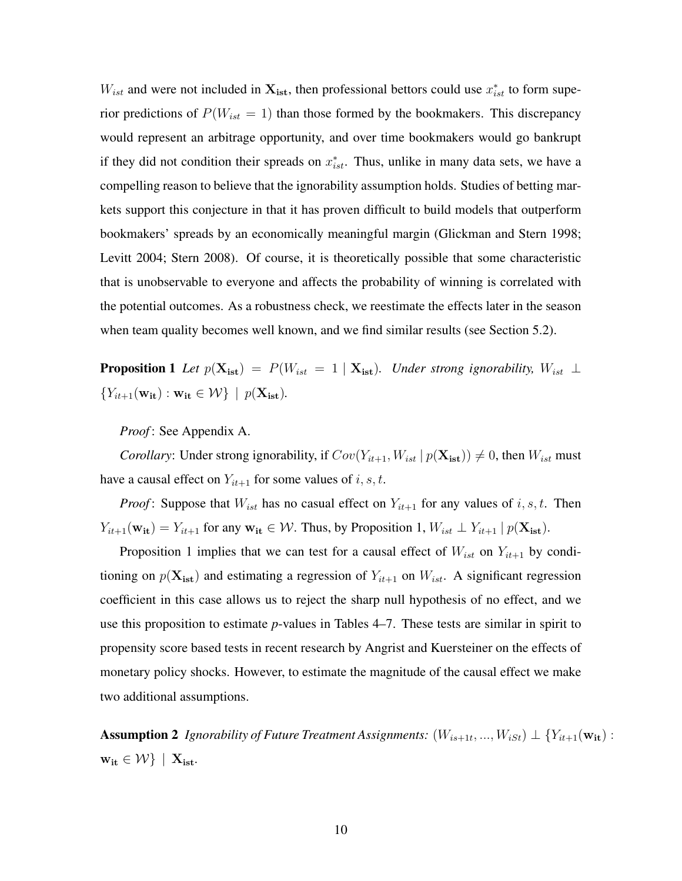$W_{ist}$ and were not included in $\mathbf{X_{ist}}$, then professional bettors could use $x^*_{ist}$ to form superior predictions of $P(W_{ist} = 1)$ than those formed by the bookmakers. This discrepancy would represent an arbitrage opportunity, and over time bookmakers would go bankrupt if they did not condition their spreads on $x^*_{ist}$. Thus, unlike in many data sets, we have a compelling reason to believe that the ignorability assumption holds. Studies of betting markets support this conjecture in that it has proven difficult to build models that outperform bookmakers' spreads by an economically meaningful margin (Glickman and Stern 1998; Levitt 2004; Stern 2008). Of course, it is theoretically possible that some characteristic that is unobservable to everyone and affects the probability of winning is correlated with the potential outcomes. As a robustness check, we reestimate the effects later in the season when team quality becomes well known, and we find similar results (see Section 5.2).

**Proposition 1** *Let* $p(\mathbf{X_{ist}}) = P(W_{ist} = 1 \mid \mathbf{X_{ist}})$. *Under strong ignorability,* $W_{ist} \perp \{Y_{it+1}(\mathbf{w_{it}}) : \mathbf{w_{it}} \in \mathcal{W}\} \mid p(\mathbf{X_{ist}})$.

*Proof*: See Appendix A.

*Corollary*: Under strong ignorability, if $Cov(Y_{it+1}, W_{ist} \mid p(\mathbf{X_{ist}})) \neq 0$, then $W_{ist}$ must have a causal effect on $Y_{it+1}$ for some values of $i, s, t$.

*Proof*: Suppose that $W_{ist}$ has no casual effect on $Y_{it+1}$ for any values of $i, s, t$. Then $Y_{it+1}(\mathbf{w_{it}}) = Y_{it+1}$ for any $\mathbf{w_{it}} \in \mathcal{W}$. Thus, by Proposition 1, $W_{ist} \perp Y_{it+1} \mid p(\mathbf{X_{ist}})$.

Proposition 1 implies that we can test for a causal effect of $W_{ist}$ on $Y_{it+1}$ by conditioning on $p(\mathbf{X_{ist}})$ and estimating a regression of $Y_{it+1}$ on $W_{ist}$. A significant regression coefficient in this case allows us to reject the sharp null hypothesis of no effect, and we use this proposition to estimate *p*-values in Tables 4–7. These tests are similar in spirit to propensity score based tests in recent research by Angrist and Kuersteiner on the effects of monetary policy shocks. However, to estimate the magnitude of the causal effect we make two additional assumptions.

**Assumption 2** *Ignorability of Future Treatment Assignments:* $(W_{is+1t}, ..., W_{iSt}) \perp \{Y_{it+1}(\mathbf{w_{it}}) : \mathbf{w_{it}} \in \mathcal{W}\} \mid \mathbf{X_{ist}}$.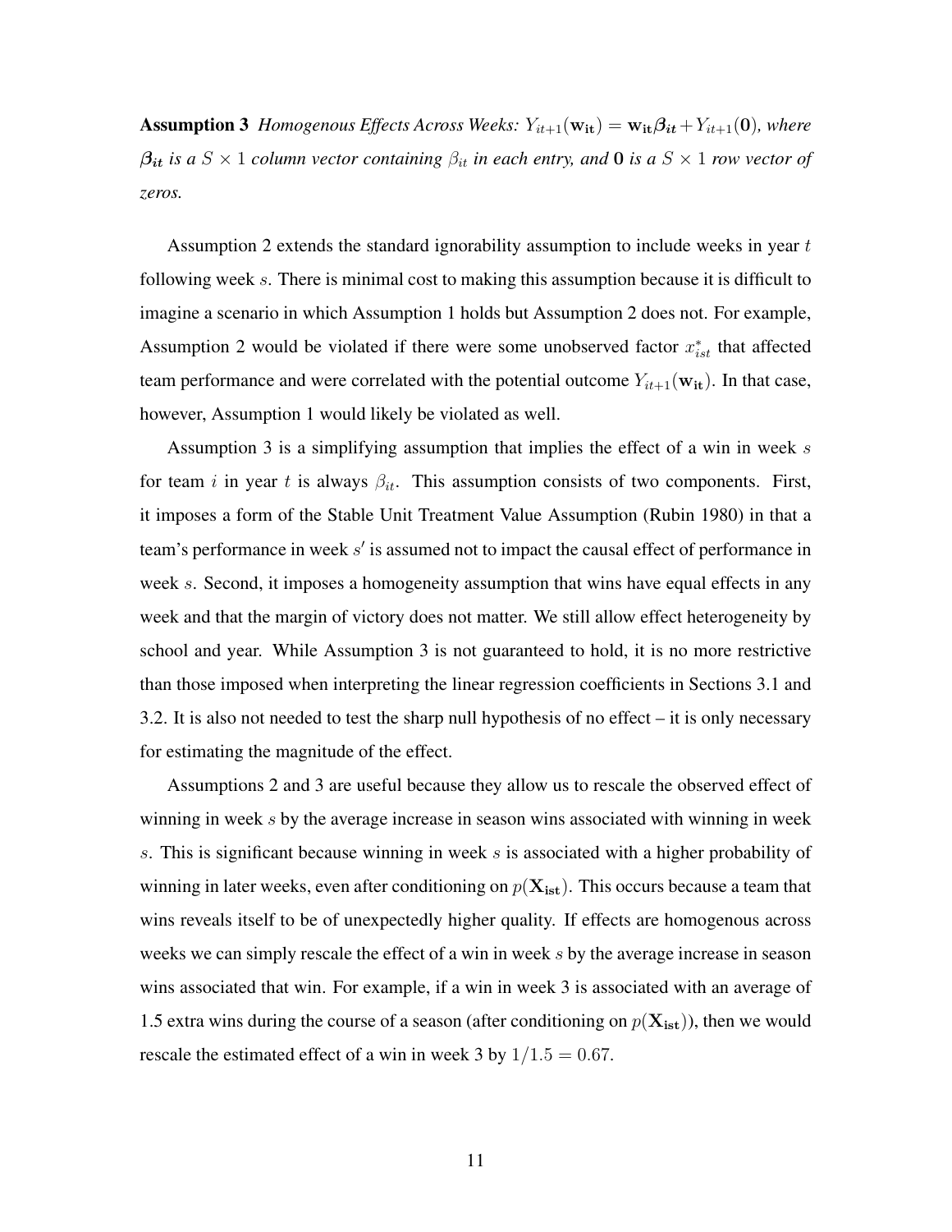**Assumption 3** *Homogenous Effects Across Weeks: $Y_{it+1}(\mathbf{w_{it}}) = \mathbf{w_{it}}\boldsymbol{\beta_{it}} + Y_{it+1}(\mathbf{0})$, where $\boldsymbol{\beta_{it}}$ is a $S \times 1$ column vector containing $\beta_{it}$ in each entry, and $\mathbf{0}$ is a $S \times 1$ row vector of zeros.*

Assumption 2 extends the standard ignorability assumption to include weeks in year $t$ following week $s$. There is minimal cost to making this assumption because it is difficult to imagine a scenario in which Assumption 1 holds but Assumption 2 does not. For example, Assumption 2 would be violated if there were some unobserved factor $x^*_{ist}$ that affected team performance and were correlated with the potential outcome $Y_{it+1}(\mathbf{w_{it}})$. In that case, however, Assumption 1 would likely be violated as well.

Assumption 3 is a simplifying assumption that implies the effect of a win in week $s$ for team $i$ in year $t$ is always $\beta_{it}$. This assumption consists of two components. First, it imposes a form of the Stable Unit Treatment Value Assumption (Rubin 1980) in that a team's performance in week $s'$ is assumed not to impact the causal effect of performance in week $s$. Second, it imposes a homogeneity assumption that wins have equal effects in any week and that the margin of victory does not matter. We still allow effect heterogeneity by school and year. While Assumption 3 is not guaranteed to hold, it is no more restrictive than those imposed when interpreting the linear regression coefficients in Sections 3.1 and 3.2. It is also not needed to test the sharp null hypothesis of no effect – it is only necessary for estimating the magnitude of the effect.

Assumptions 2 and 3 are useful because they allow us to rescale the observed effect of winning in week $s$ by the average increase in season wins associated with winning in week $s$. This is significant because winning in week $s$ is associated with a higher probability of winning in later weeks, even after conditioning on $p(\mathbf{X_{ist}})$. This occurs because a team that wins reveals itself to be of unexpectedly higher quality. If effects are homogenous across weeks we can simply rescale the effect of a win in week $s$ by the average increase in season wins associated that win. For example, if a win in week 3 is associated with an average of 1.5 extra wins during the course of a season (after conditioning on $p(\mathbf{X_{ist}})$), then we would rescale the estimated effect of a win in week 3 by $1/1.5 = 0.67$.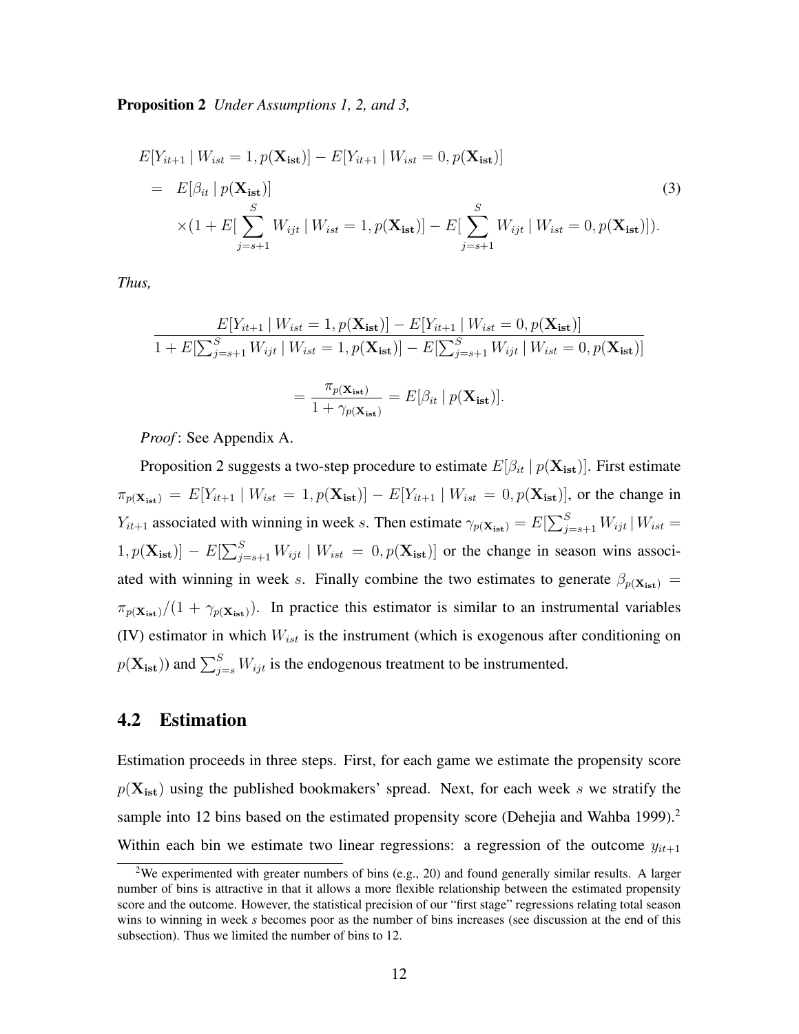**Proposition 2** *Under Assumptions 1, 2, and 3,*

$$
\begin{aligned}
& E[Y_{it+1} \mid W_{ist} = 1, p(\mathbf{X_{ist}})] - E[Y_{it+1} \mid W_{ist} = 0, p(\mathbf{X_{ist}})] \\
= \; & E[\beta_{it} \mid p(\mathbf{X_{ist}})] \\
& \times (1 + E[\sum_{j=s+1}^{S} W_{ijt} \mid W_{ist} = 1, p(\mathbf{X_{ist}})] - E[\sum_{j=s+1}^{S} W_{ijt} \mid W_{ist} = 0, p(\mathbf{X_{ist}})]).
\end{aligned} \tag{3}
$$

*Thus,*

$$
\frac{E[Y_{it+1} \mid W_{ist} = 1, p(\mathbf{X_{ist}})] - E[Y_{it+1} \mid W_{ist} = 0, p(\mathbf{X_{ist}})]}{1 + E[\sum_{j=s+1}^{S} W_{ijt} \mid W_{ist} = 1, p(\mathbf{X_{ist}})] - E[\sum_{j=s+1}^{S} W_{ijt} \mid W_{ist} = 0, p(\mathbf{X_{ist}})]}
$$

$$
= \frac{\pi_{p(\mathbf{X_{ist}})}}{1 + \gamma_{p(\mathbf{X_{ist}})}} = E[\beta_{it} \mid p(\mathbf{X_{ist}})].
$$

*Proof*: See Appendix A.

Proposition 2 suggests a two-step procedure to estimate $E[\beta_{it} \mid p(\mathbf{X_{ist}})]$. First estimate $\pi_{p(\mathbf{X_{ist}})} = E[Y_{it+1} \mid W_{ist} = 1, p(\mathbf{X_{ist}})] - E[Y_{it+1} \mid W_{ist} = 0, p(\mathbf{X_{ist}})]$, or the change in $Y_{it+1}$ associated with winning in week $s$. Then estimate $\gamma_{p(\mathbf{X_{ist}})} = E[\sum_{j=s+1}^{S} W_{ijt} \mid W_{ist} = 1, p(\mathbf{X_{ist}})] - E[\sum_{j=s+1}^{S} W_{ijt} \mid W_{ist} = 0, p(\mathbf{X_{ist}})]$ or the change in season wins associated with winning in week $s$. Finally combine the two estimates to generate $\beta_{p(\mathbf{X_{ist}})} = \pi_{p(\mathbf{X_{ist}})}/(1 + \gamma_{p(\mathbf{X_{ist}})})$. In practice this estimator is similar to an instrumental variables (IV) estimator in which $W_{ist}$ is the instrument (which is exogenous after conditioning on $p(\mathbf{X_{ist}})$) and $\sum_{j=s}^{S} W_{ijt}$ is the endogenous treatment to be instrumented.

## 4.2 Estimation

Estimation proceeds in three steps. First, for each game we estimate the propensity score $p(\mathbf{X_{ist}})$ using the published bookmakers' spread. Next, for each week $s$ we stratify the sample into 12 bins based on the estimated propensity score (Dehejia and Wahba 1999).[2] Within each bin we estimate two linear regressions: a regression of the outcome $y_{it+1}$

[2] We experimented with greater numbers of bins (e.g., 20) and found generally similar results. A larger number of bins is attractive in that it allows a more flexible relationship between the estimated propensity score and the outcome. However, the statistical precision of our "first stage" regressions relating total season wins to winning in week *s* becomes poor as the number of bins increases (see discussion at the end of this subsection). Thus we limited the number of bins to 12.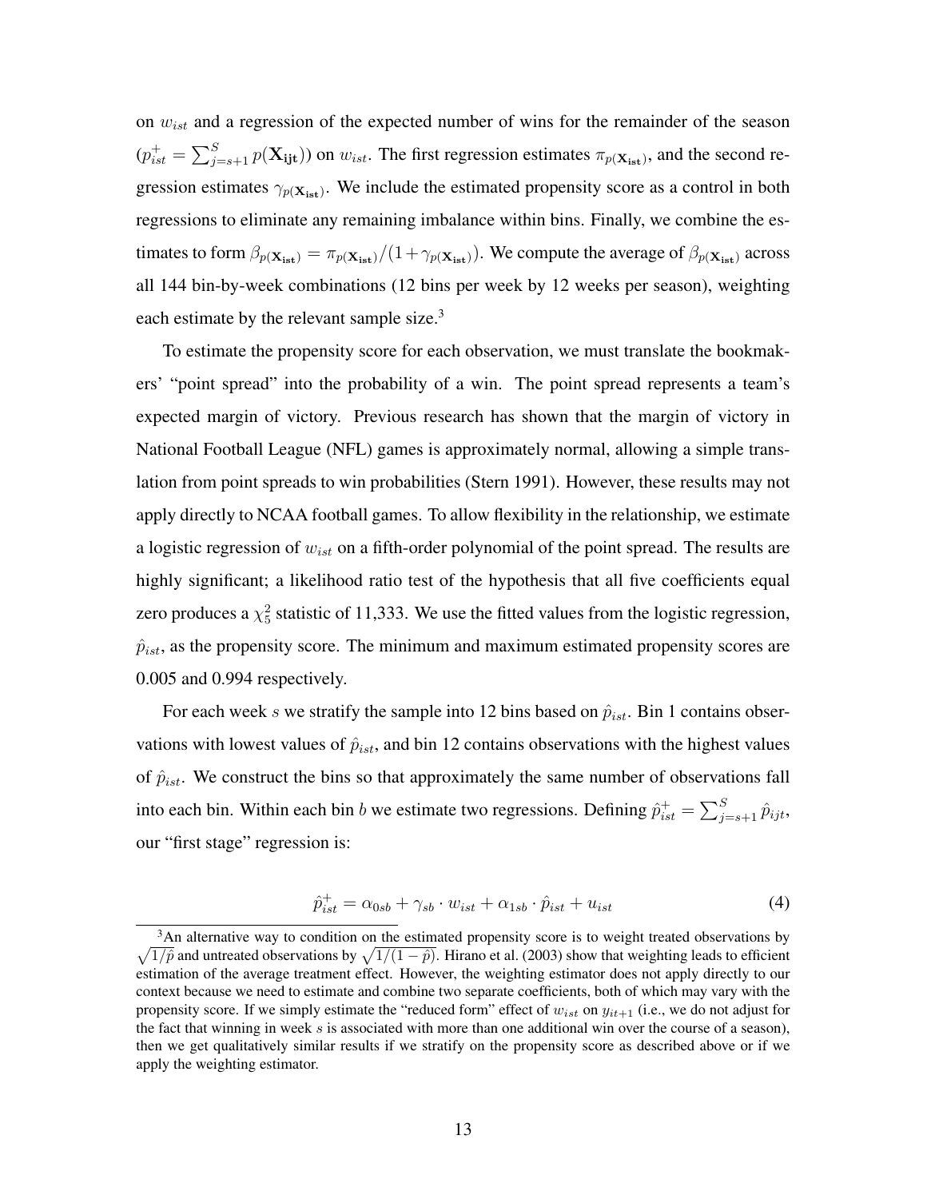on $w_{ist}$ and a regression of the expected number of wins for the remainder of the season ($p^+_{ist} = \sum_{j=s+1}^{S} p(\mathbf{X_{ijt}})$) on $w_{ist}$. The first regression estimates $\pi_{p(\mathbf{X_{ist}})}$, and the second regression estimates $\gamma_{p(\mathbf{X_{ist}})}$. We include the estimated propensity score as a control in both regressions to eliminate any remaining imbalance within bins. Finally, we combine the estimates to form $\beta_{p(\mathbf{X_{ist}})} = \pi_{p(\mathbf{X_{ist}})}/(1+\gamma_{p(\mathbf{X_{ist}})})$. We compute the average of $\beta_{p(\mathbf{X_{ist}})}$ across all 144 bin-by-week combinations (12 bins per week by 12 weeks per season), weighting each estimate by the relevant sample size.[3]

To estimate the propensity score for each observation, we must translate the bookmakers' "point spread" into the probability of a win. The point spread represents a team's expected margin of victory. Previous research has shown that the margin of victory in National Football League (NFL) games is approximately normal, allowing a simple translation from point spreads to win probabilities (Stern 1991). However, these results may not apply directly to NCAA football games. To allow flexibility in the relationship, we estimate a logistic regression of $w_{ist}$ on a fifth-order polynomial of the point spread. The results are highly significant; a likelihood ratio test of the hypothesis that all five coefficients equal zero produces a $\chi^2_5$ statistic of 11,333. We use the fitted values from the logistic regression, $\hat{p}_{ist}$, as the propensity score. The minimum and maximum estimated propensity scores are 0.005 and 0.994 respectively.

For each week $s$ we stratify the sample into 12 bins based on $\hat{p}_{ist}$. Bin 1 contains observations with lowest values of $\hat{p}_{ist}$, and bin 12 contains observations with the highest values of $\hat{p}_{ist}$. We construct the bins so that approximately the same number of observations fall into each bin. Within each bin $b$ we estimate two regressions. Defining $\hat{p}^+_{ist} = \sum_{j=s+1}^{S} \hat{p}_{ijt}$, our "first stage" regression is:

$$\hat{p}^+_{ist} = \alpha_{0sb} + \gamma_{sb} \cdot w_{ist} + \alpha_{1sb} \cdot \hat{p}_{ist} + u_{ist} \tag{4}$$

[3] An alternative way to condition on the estimated propensity score is to weight treated observations by $\sqrt{1/\hat{p}}$ and untreated observations by $\sqrt{1/(1-\hat{p})}$. Hirano et al. (2003) show that weighting leads to efficient estimation of the average treatment effect. However, the weighting estimator does not apply directly to our context because we need to estimate and combine two separate coefficients, both of which may vary with the propensity score. If we simply estimate the "reduced form" effect of $w_{ist}$ on $y_{it+1}$ (i.e., we do not adjust for the fact that winning in week $s$ is associated with more than one additional win over the course of a season), then we get qualitatively similar results if we stratify on the propensity score as described above or if we apply the weighting estimator.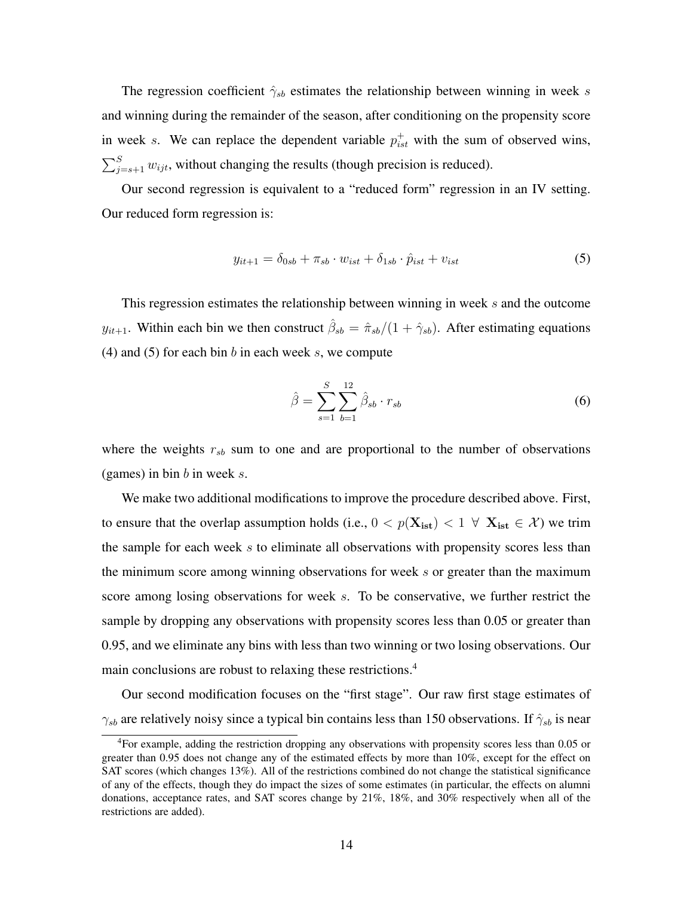The regression coefficient $\hat{\gamma}_{sb}$ estimates the relationship between winning in week $s$ and winning during the remainder of the season, after conditioning on the propensity score in week $s$. We can replace the dependent variable $p^{+}_{ist}$ with the sum of observed wins, $\sum_{j=s+1}^{S} w_{ijt}$, without changing the results (though precision is reduced).

Our second regression is equivalent to a "reduced form" regression in an IV setting. Our reduced form regression is:

$$y_{it+1} = \delta_{0sb} + \pi_{sb} \cdot w_{ist} + \delta_{1sb} \cdot \hat{p}_{ist} + v_{ist} \tag{5}$$

This regression estimates the relationship between winning in week $s$ and the outcome $y_{it+1}$. Within each bin we then construct $\hat{\beta}_{sb} = \hat{\pi}_{sb}/(1 + \hat{\gamma}_{sb})$. After estimating equations (4) and (5) for each bin $b$ in each week $s$, we compute

$$\hat{\beta} = \sum_{s=1}^{S} \sum_{b=1}^{12} \hat{\beta}_{sb} \cdot r_{sb} \tag{6}$$

where the weights $r_{sb}$ sum to one and are proportional to the number of observations (games) in bin $b$ in week $s$.

We make two additional modifications to improve the procedure described above. First, to ensure that the overlap assumption holds (i.e., $0 < p(\mathbf{X_{ist}}) < 1 \;\forall\; \mathbf{X_{ist}} \in \mathcal{X}$) we trim the sample for each week $s$ to eliminate all observations with propensity scores less than the minimum score among winning observations for week $s$ or greater than the maximum score among losing observations for week $s$. To be conservative, we further restrict the sample by dropping any observations with propensity scores less than 0.05 or greater than 0.95, and we eliminate any bins with less than two winning or two losing observations. Our main conclusions are robust to relaxing these restrictions.[4]

Our second modification focuses on the "first stage". Our raw first stage estimates of $\gamma_{sb}$ are relatively noisy since a typical bin contains less than 150 observations. If $\hat{\gamma}_{sb}$ is near

[4] For example, adding the restriction dropping any observations with propensity scores less than 0.05 or greater than 0.95 does not change any of the estimated effects by more than 10%, except for the effect on SAT scores (which changes 13%). All of the restrictions combined do not change the statistical significance of any of the effects, though they do impact the sizes of some estimates (in particular, the effects on alumni donations, acceptance rates, and SAT scores change by 21%, 18%, and 30% respectively when all of the restrictions are added).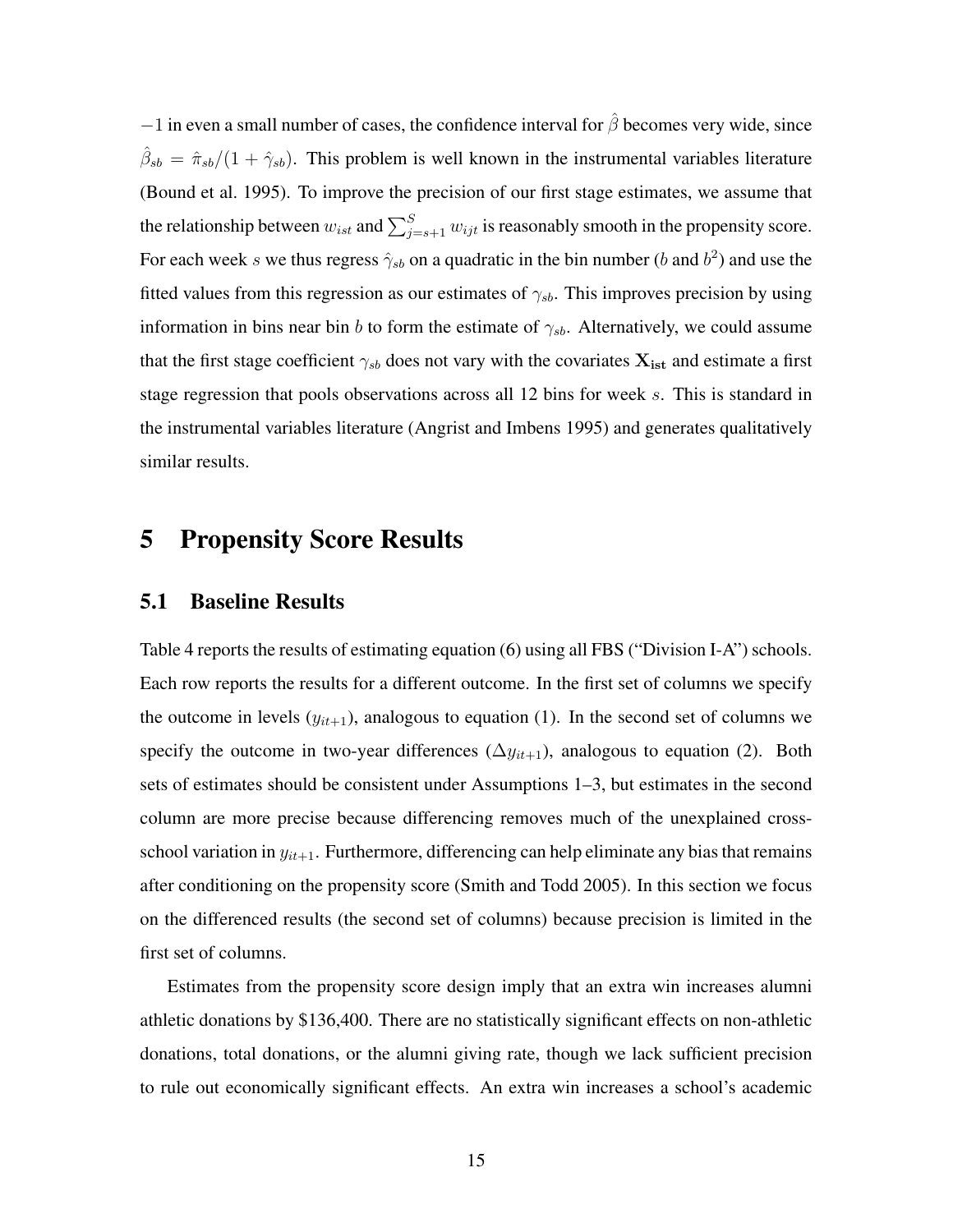$-1$ in even a small number of cases, the confidence interval for $\hat{\beta}$ becomes very wide, since $\hat{\beta}_{sb} = \hat{\pi}_{sb}/(1 + \hat{\gamma}_{sb})$. This problem is well known in the instrumental variables literature (Bound et al. 1995). To improve the precision of our first stage estimates, we assume that the relationship between $w_{ist}$ and $\sum_{j=s+1}^{S} w_{ijt}$ is reasonably smooth in the propensity score. For each week $s$ we thus regress $\hat{\gamma}_{sb}$ on a quadratic in the bin number ($b$ and $b^2$) and use the fitted values from this regression as our estimates of $\gamma_{sb}$. This improves precision by using information in bins near bin $b$ to form the estimate of $\gamma_{sb}$. Alternatively, we could assume that the first stage coefficient $\gamma_{sb}$ does not vary with the covariates $\mathbf{X_{ist}}$ and estimate a first stage regression that pools observations across all 12 bins for week $s$. This is standard in the instrumental variables literature (Angrist and Imbens 1995) and generates qualitatively similar results.

# 5 Propensity Score Results

## 5.1 Baseline Results

Table 4 reports the results of estimating equation (6) using all FBS ("Division I-A") schools. Each row reports the results for a different outcome. In the first set of columns we specify the outcome in levels ($y_{it+1}$), analogous to equation (1). In the second set of columns we specify the outcome in two-year differences ($\Delta y_{it+1}$), analogous to equation (2). Both sets of estimates should be consistent under Assumptions 1–3, but estimates in the second column are more precise because differencing removes much of the unexplained cross-school variation in $y_{it+1}$. Furthermore, differencing can help eliminate any bias that remains after conditioning on the propensity score (Smith and Todd 2005). In this section we focus on the differenced results (the second set of columns) because precision is limited in the first set of columns.

Estimates from the propensity score design imply that an extra win increases alumni athletic donations by $136,400. There are no statistically significant effects on non-athletic donations, total donations, or the alumni giving rate, though we lack sufficient precision to rule out economically significant effects. An extra win increases a school's academic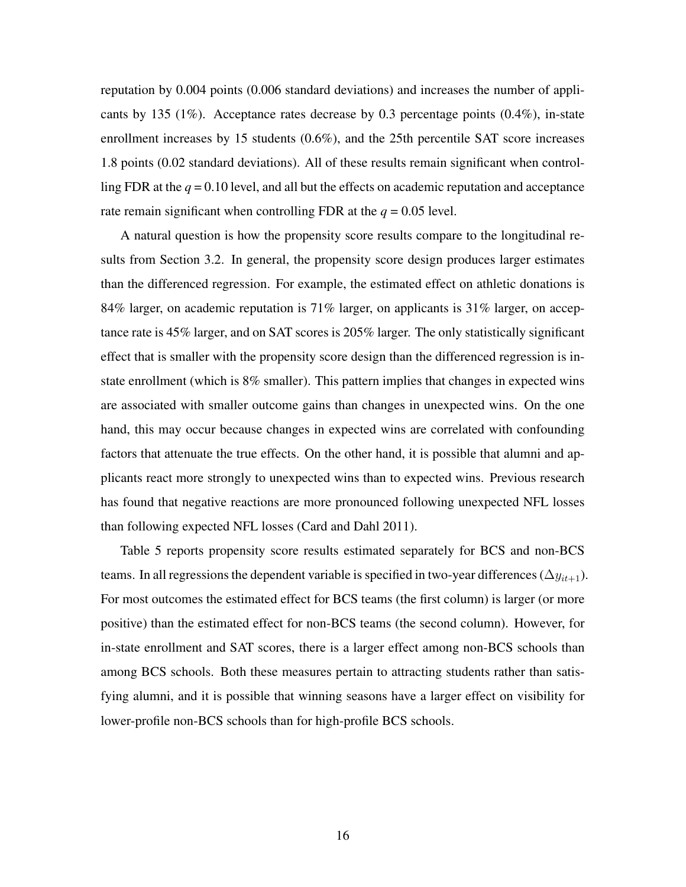reputation by 0.004 points (0.006 standard deviations) and increases the number of applicants by 135 (1%). Acceptance rates decrease by 0.3 percentage points (0.4%), in-state enrollment increases by 15 students (0.6%), and the 25th percentile SAT score increases 1.8 points (0.02 standard deviations). All of these results remain significant when controlling FDR at the $q = 0.10$ level, and all but the effects on academic reputation and acceptance rate remain significant when controlling FDR at the $q = 0.05$ level.

A natural question is how the propensity score results compare to the longitudinal results from Section 3.2. In general, the propensity score design produces larger estimates than the differenced regression. For example, the estimated effect on athletic donations is 84% larger, on academic reputation is 71% larger, on applicants is 31% larger, on acceptance rate is 45% larger, and on SAT scores is 205% larger. The only statistically significant effect that is smaller with the propensity score design than the differenced regression is in-state enrollment (which is 8% smaller). This pattern implies that changes in expected wins are associated with smaller outcome gains than changes in unexpected wins. On the one hand, this may occur because changes in expected wins are correlated with confounding factors that attenuate the true effects. On the other hand, it is possible that alumni and applicants react more strongly to unexpected wins than to expected wins. Previous research has found that negative reactions are more pronounced following unexpected NFL losses than following expected NFL losses (Card and Dahl 2011).

Table 5 reports propensity score results estimated separately for BCS and non-BCS teams. In all regressions the dependent variable is specified in two-year differences ($\Delta y_{it+1}$). For most outcomes the estimated effect for BCS teams (the first column) is larger (or more positive) than the estimated effect for non-BCS teams (the second column). However, for in-state enrollment and SAT scores, there is a larger effect among non-BCS schools than among BCS schools. Both these measures pertain to attracting students rather than satisfying alumni, and it is possible that winning seasons have a larger effect on visibility for lower-profile non-BCS schools than for high-profile BCS schools.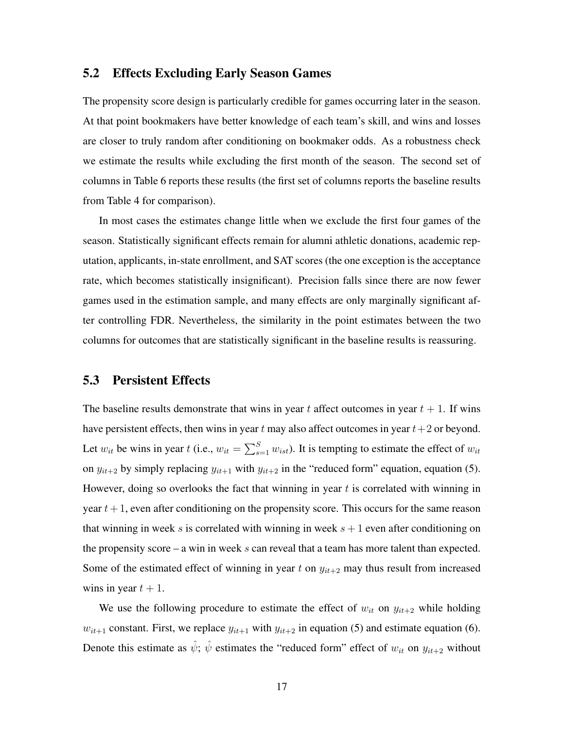### 5.2 Effects Excluding Early Season Games

The propensity score design is particularly credible for games occurring later in the season. At that point bookmakers have better knowledge of each team's skill, and wins and losses are closer to truly random after conditioning on bookmaker odds. As a robustness check we estimate the results while excluding the first month of the season. The second set of columns in Table 6 reports these results (the first set of columns reports the baseline results from Table 4 for comparison).

In most cases the estimates change little when we exclude the first four games of the season. Statistically significant effects remain for alumni athletic donations, academic reputation, applicants, in-state enrollment, and SAT scores (the one exception is the acceptance rate, which becomes statistically insignificant). Precision falls since there are now fewer games used in the estimation sample, and many effects are only marginally significant after controlling FDR. Nevertheless, the similarity in the point estimates between the two columns for outcomes that are statistically significant in the baseline results is reassuring.

### 5.3 Persistent Effects

The baseline results demonstrate that wins in year $t$ affect outcomes in year $t+1$. If wins have persistent effects, then wins in year $t$ may also affect outcomes in year $t+2$ or beyond. Let $w_{it}$ be wins in year $t$ (i.e., $w_{it} = \sum_{s=1}^{S} w_{ist}$). It is tempting to estimate the effect of $w_{it}$ on $y_{it+2}$ by simply replacing $y_{it+1}$ with $y_{it+2}$ in the "reduced form" equation, equation (5). However, doing so overlooks the fact that winning in year $t$ is correlated with winning in year $t+1$, even after conditioning on the propensity score. This occurs for the same reason that winning in week $s$ is correlated with winning in week $s+1$ even after conditioning on the propensity score – a win in week $s$ can reveal that a team has more talent than expected. Some of the estimated effect of winning in year $t$ on $y_{it+2}$ may thus result from increased wins in year $t+1$.

We use the following procedure to estimate the effect of $w_{it}$ on $y_{it+2}$ while holding $w_{it+1}$ constant. First, we replace $y_{it+1}$ with $y_{it+2}$ in equation (5) and estimate equation (6). Denote this estimate as $\hat{\psi}$; $\hat{\psi}$ estimates the "reduced form" effect of $w_{it}$ on $y_{it+2}$ without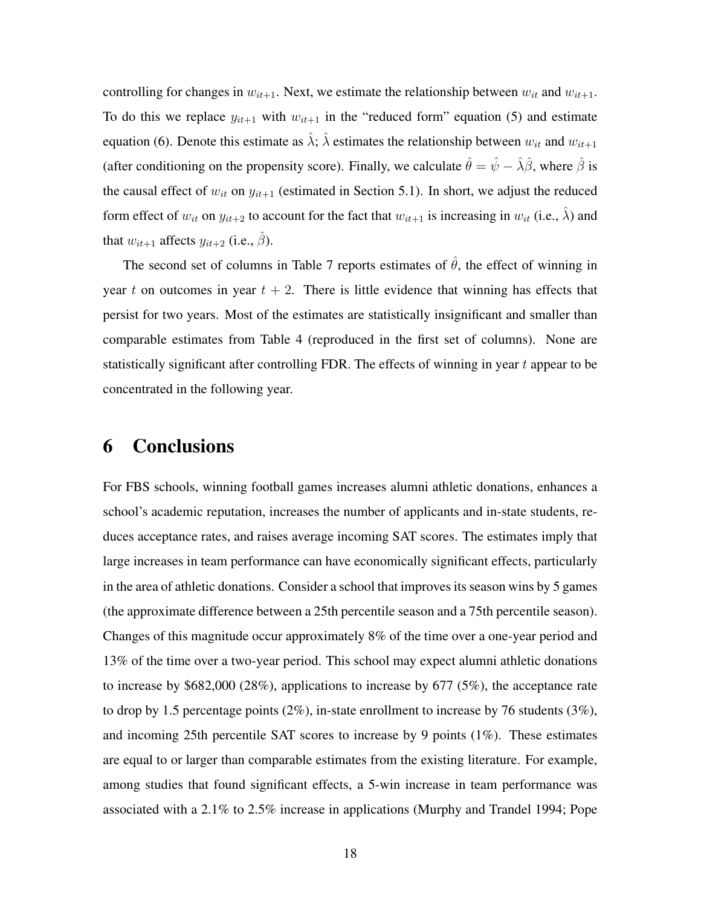controlling for changes in $w_{it+1}$. Next, we estimate the relationship between $w_{it}$ and $w_{it+1}$. To do this we replace $y_{it+1}$ with $w_{it+1}$ in the "reduced form" equation (5) and estimate equation (6). Denote this estimate as $\hat{\lambda}$; $\hat{\lambda}$ estimates the relationship between $w_{it}$ and $w_{it+1}$ (after conditioning on the propensity score). Finally, we calculate $\hat{\theta} = \hat{\psi} - \hat{\lambda}\hat{\beta}$, where $\hat{\beta}$ is the causal effect of $w_{it}$ on $y_{it+1}$ (estimated in Section 5.1). In short, we adjust the reduced form effect of $w_{it}$ on $y_{it+2}$ to account for the fact that $w_{it+1}$ is increasing in $w_{it}$ (i.e., $\hat{\lambda}$) and that $w_{it+1}$ affects $y_{it+2}$ (i.e., $\hat{\beta}$).

The second set of columns in Table 7 reports estimates of $\hat{\theta}$, the effect of winning in year $t$ on outcomes in year $t + 2$. There is little evidence that winning has effects that persist for two years. Most of the estimates are statistically insignificant and smaller than comparable estimates from Table 4 (reproduced in the first set of columns). None are statistically significant after controlling FDR. The effects of winning in year $t$ appear to be concentrated in the following year.

# 6 Conclusions

For FBS schools, winning football games increases alumni athletic donations, enhances a school's academic reputation, increases the number of applicants and in-state students, reduces acceptance rates, and raises average incoming SAT scores. The estimates imply that large increases in team performance can have economically significant effects, particularly in the area of athletic donations. Consider a school that improves its season wins by 5 games (the approximate difference between a 25th percentile season and a 75th percentile season). Changes of this magnitude occur approximately 8% of the time over a one-year period and 13% of the time over a two-year period. This school may expect alumni athletic donations to increase by $682,000 (28%), applications to increase by 677 (5%), the acceptance rate to drop by 1.5 percentage points (2%), in-state enrollment to increase by 76 students (3%), and incoming 25th percentile SAT scores to increase by 9 points (1%). These estimates are equal to or larger than comparable estimates from the existing literature. For example, among studies that found significant effects, a 5-win increase in team performance was associated with a 2.1% to 2.5% increase in applications (Murphy and Trandel 1994; Pope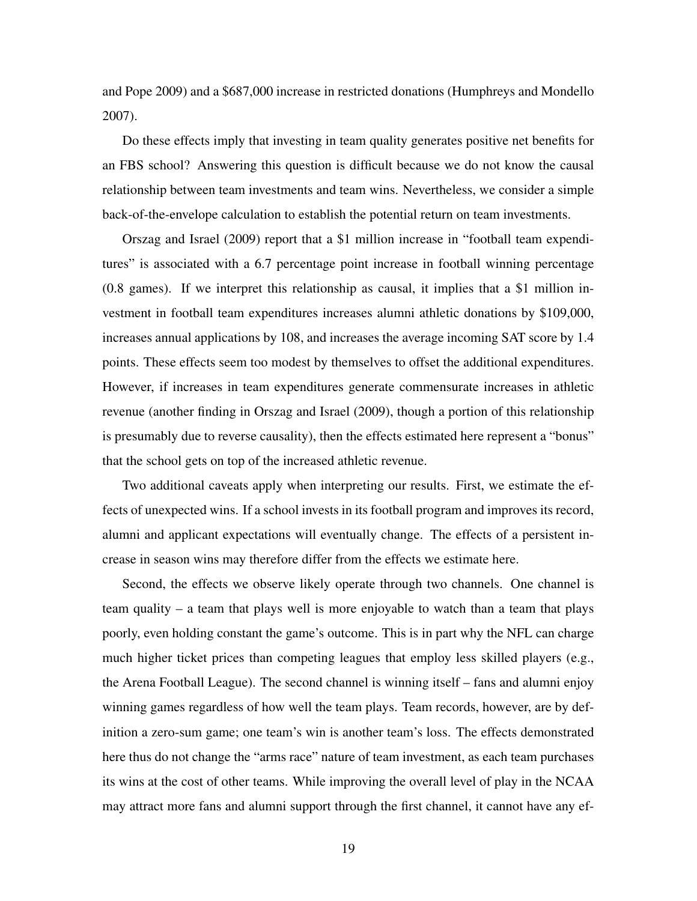and Pope 2009) and a $687,000 increase in restricted donations (Humphreys and Mondello 2007).

Do these effects imply that investing in team quality generates positive net benefits for an FBS school? Answering this question is difficult because we do not know the causal relationship between team investments and team wins. Nevertheless, we consider a simple back-of-the-envelope calculation to establish the potential return on team investments.

Orszag and Israel (2009) report that a $1 million increase in "football team expenditures" is associated with a 6.7 percentage point increase in football winning percentage (0.8 games). If we interpret this relationship as causal, it implies that a $1 million investment in football team expenditures increases alumni athletic donations by $109,000, increases annual applications by 108, and increases the average incoming SAT score by 1.4 points. These effects seem too modest by themselves to offset the additional expenditures. However, if increases in team expenditures generate commensurate increases in athletic revenue (another finding in Orszag and Israel (2009), though a portion of this relationship is presumably due to reverse causality), then the effects estimated here represent a "bonus" that the school gets on top of the increased athletic revenue.

Two additional caveats apply when interpreting our results. First, we estimate the effects of unexpected wins. If a school invests in its football program and improves its record, alumni and applicant expectations will eventually change. The effects of a persistent increase in season wins may therefore differ from the effects we estimate here.

Second, the effects we observe likely operate through two channels. One channel is team quality – a team that plays well is more enjoyable to watch than a team that plays poorly, even holding constant the game's outcome. This is in part why the NFL can charge much higher ticket prices than competing leagues that employ less skilled players (e.g., the Arena Football League). The second channel is winning itself – fans and alumni enjoy winning games regardless of how well the team plays. Team records, however, are by definition a zero-sum game; one team's win is another team's loss. The effects demonstrated here thus do not change the "arms race" nature of team investment, as each team purchases its wins at the cost of other teams. While improving the overall level of play in the NCAA may attract more fans and alumni support through the first channel, it cannot have any ef-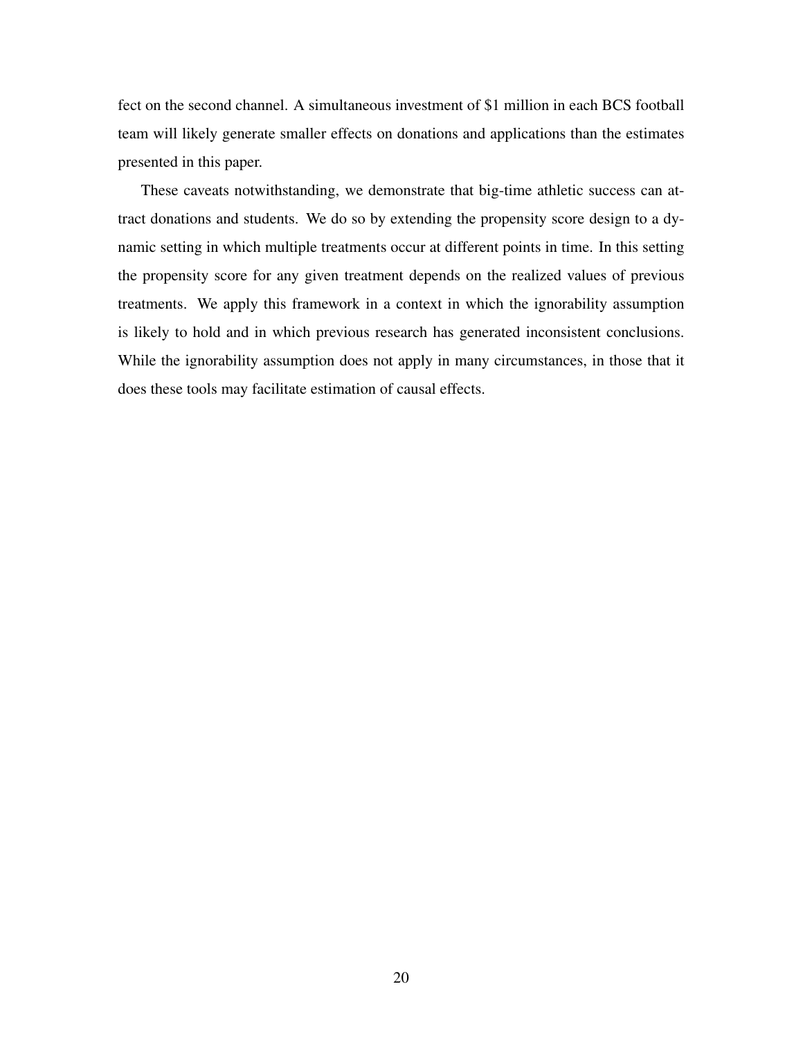fect on the second channel. A simultaneous investment of $1 million in each BCS football team will likely generate smaller effects on donations and applications than the estimates presented in this paper.

These caveats notwithstanding, we demonstrate that big-time athletic success can attract donations and students. We do so by extending the propensity score design to a dynamic setting in which multiple treatments occur at different points in time. In this setting the propensity score for any given treatment depends on the realized values of previous treatments. We apply this framework in a context in which the ignorability assumption is likely to hold and in which previous research has generated inconsistent conclusions. While the ignorability assumption does not apply in many circumstances, in those that it does these tools may facilitate estimation of causal effects.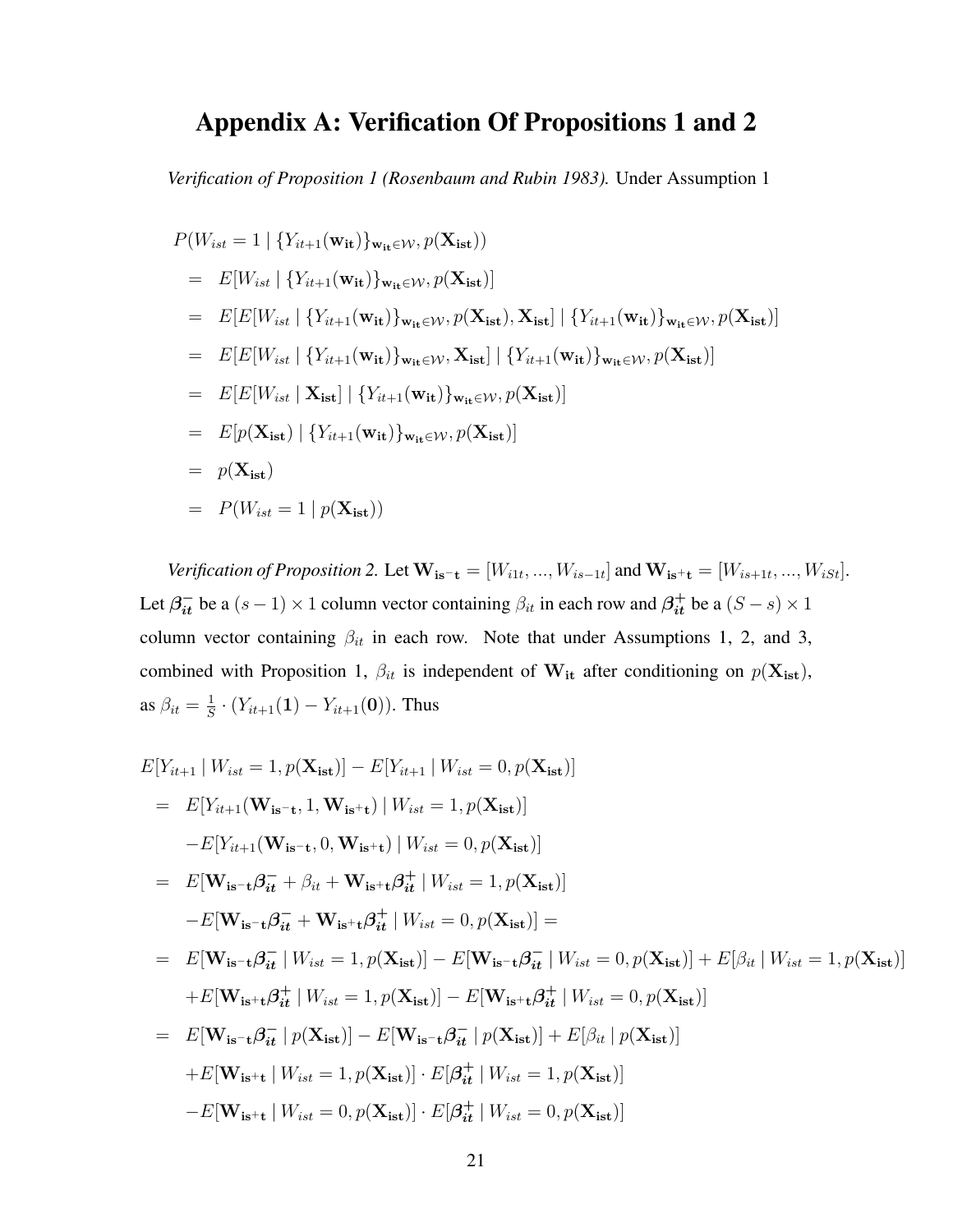# Appendix A: Verification Of Propositions 1 and 2

*Verification of Proposition 1 (Rosenbaum and Rubin 1983).* Under Assumption 1

$$
\begin{aligned}
& P(W_{ist} = 1 \mid \{Y_{it+1}(\mathbf{w_{it}})\}_{\mathbf{w_{it}} \in \mathcal{W}}, p(\mathbf{X_{ist}})) \\
&= E[W_{ist} \mid \{Y_{it+1}(\mathbf{w_{it}})\}_{\mathbf{w_{it}} \in \mathcal{W}}, p(\mathbf{X_{ist}})] \\
&= E[E[W_{ist} \mid \{Y_{it+1}(\mathbf{w_{it}})\}_{\mathbf{w_{it}} \in \mathcal{W}}, p(\mathbf{X_{ist}}), \mathbf{X_{ist}}] \mid \{Y_{it+1}(\mathbf{w_{it}})\}_{\mathbf{w_{it}} \in \mathcal{W}}, p(\mathbf{X_{ist}})] \\
&= E[E[W_{ist} \mid \{Y_{it+1}(\mathbf{w_{it}})\}_{\mathbf{w_{it}} \in \mathcal{W}}, \mathbf{X_{ist}}] \mid \{Y_{it+1}(\mathbf{w_{it}})\}_{\mathbf{w_{it}} \in \mathcal{W}}, p(\mathbf{X_{ist}})] \\
&= E[E[W_{ist} \mid \mathbf{X_{ist}}] \mid \{Y_{it+1}(\mathbf{w_{it}})\}_{\mathbf{w_{it}} \in \mathcal{W}}, p(\mathbf{X_{ist}})] \\
&= E[p(\mathbf{X_{ist}}) \mid \{Y_{it+1}(\mathbf{w_{it}})\}_{\mathbf{w_{it}} \in \mathcal{W}}, p(\mathbf{X_{ist}})] \\
&= p(\mathbf{X_{ist}}) \\
&= P(W_{ist} = 1 \mid p(\mathbf{X_{ist}}))
\end{aligned}
$$

*Verification of Proposition 2.* Let $\mathbf{W_{is^-t}} = [W_{i1t}, ..., W_{is-1t}]$ and $\mathbf{W_{is^+t}} = [W_{is+1t}, ..., W_{iSt}]$. Let $\boldsymbol{\beta_{it}^-}$ be a $(s-1) \times 1$ column vector containing $\beta_{it}$ in each row and $\boldsymbol{\beta_{it}^+}$ be a $(S-s) \times 1$ column vector containing $\beta_{it}$ in each row. Note that under Assumptions 1, 2, and 3, combined with Proposition 1, $\beta_{it}$ is independent of $\mathbf{W_{it}}$ after conditioning on $p(\mathbf{X_{ist}})$, as $\beta_{it} = \frac{1}{S} \cdot (Y_{it+1}(\mathbf{1}) - Y_{it+1}(\mathbf{0}))$. Thus

$$
\begin{aligned}
& E[Y_{it+1} \mid W_{ist} = 1, p(\mathbf{X_{ist}})] - E[Y_{it+1} \mid W_{ist} = 0, p(\mathbf{X_{ist}})] \\
&= E[Y_{it+1}(\mathbf{W_{is^-t}}, 1, \mathbf{W_{is^+t}}) \mid W_{ist} = 1, p(\mathbf{X_{ist}})] \\
&\quad - E[Y_{it+1}(\mathbf{W_{is^-t}}, 0, \mathbf{W_{is^+t}}) \mid W_{ist} = 0, p(\mathbf{X_{ist}})] \\
&= E[\mathbf{W_{is^-t}} \boldsymbol{\beta_{it}^-} + \beta_{it} + \mathbf{W_{is^+t}} \boldsymbol{\beta_{it}^+} \mid W_{ist} = 1, p(\mathbf{X_{ist}})] \\
&\quad - E[\mathbf{W_{is^-t}} \boldsymbol{\beta_{it}^-} + \mathbf{W_{is^+t}} \boldsymbol{\beta_{it}^+} \mid W_{ist} = 0, p(\mathbf{X_{ist}})] = \\
&= E[\mathbf{W_{is^-t}} \boldsymbol{\beta_{it}^-} \mid W_{ist} = 1, p(\mathbf{X_{ist}})] - E[\mathbf{W_{is^-t}} \boldsymbol{\beta_{it}^-} \mid W_{ist} = 0, p(\mathbf{X_{ist}})] + E[\beta_{it} \mid W_{ist} = 1, p(\mathbf{X_{ist}})] \\
&\quad + E[\mathbf{W_{is^+t}} \boldsymbol{\beta_{it}^+} \mid W_{ist} = 1, p(\mathbf{X_{ist}})] - E[\mathbf{W_{is^+t}} \boldsymbol{\beta_{it}^+} \mid W_{ist} = 0, p(\mathbf{X_{ist}})] \\
&= E[\mathbf{W_{is^-t}} \boldsymbol{\beta_{it}^-} \mid p(\mathbf{X_{ist}})] - E[\mathbf{W_{is^-t}} \boldsymbol{\beta_{it}^-} \mid p(\mathbf{X_{ist}})] + E[\beta_{it} \mid p(\mathbf{X_{ist}})] \\
&\quad + E[\mathbf{W_{is^+t}} \mid W_{ist} = 1, p(\mathbf{X_{ist}})] \cdot E[\boldsymbol{\beta_{it}^+} \mid W_{ist} = 1, p(\mathbf{X_{ist}})] \\
&\quad - E[\mathbf{W_{is^+t}} \mid W_{ist} = 0, p(\mathbf{X_{ist}})] \cdot E[\boldsymbol{\beta_{it}^+} \mid W_{ist} = 0, p(\mathbf{X_{ist}})]
\end{aligned}
$$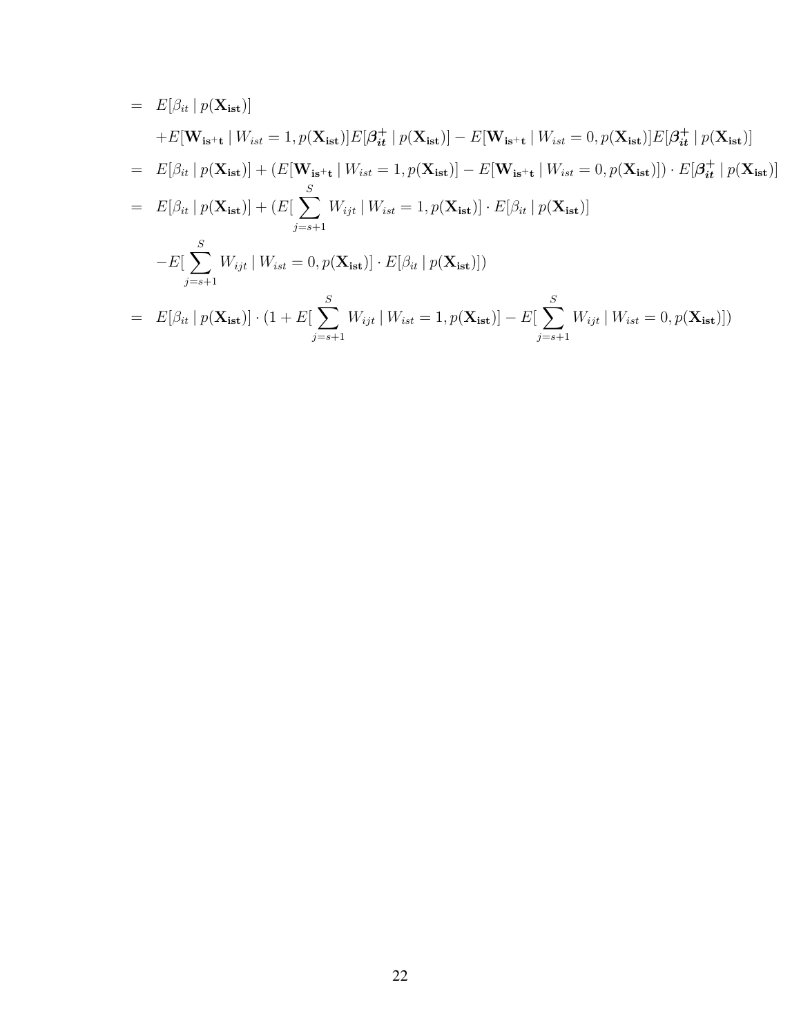$$
\begin{aligned}
&= E[\beta_{it} \mid p(\mathbf{X_{ist}})] \\
&\quad + E[\mathbf{W_{is^+t}} \mid W_{ist} = 1, p(\mathbf{X_{ist}})] E[\boldsymbol{\beta_{it}^+} \mid p(\mathbf{X_{ist}})] - E[\mathbf{W_{is^+t}} \mid W_{ist} = 0, p(\mathbf{X_{ist}})] E[\boldsymbol{\beta_{it}^+} \mid p(\mathbf{X_{ist}})] \\
&= E[\beta_{it} \mid p(\mathbf{X_{ist}})] + (E[\mathbf{W_{is^+t}} \mid W_{ist} = 1, p(\mathbf{X_{ist}})] - E[\mathbf{W_{is^+t}} \mid W_{ist} = 0, p(\mathbf{X_{ist}})]) \cdot E[\boldsymbol{\beta_{it}^+} \mid p(\mathbf{X_{ist}})] \\
&= E[\beta_{it} \mid p(\mathbf{X_{ist}})] + (E[\sum_{j=s+1}^{S} W_{ijt} \mid W_{ist} = 1, p(\mathbf{X_{ist}})] \cdot E[\beta_{it} \mid p(\mathbf{X_{ist}})] \\
&\quad - E[\sum_{j=s+1}^{S} W_{ijt} \mid W_{ist} = 0, p(\mathbf{X_{ist}})] \cdot E[\beta_{it} \mid p(\mathbf{X_{ist}})]) \\
&= E[\beta_{it} \mid p(\mathbf{X_{ist}})] \cdot (1 + E[\sum_{j=s+1}^{S} W_{ijt} \mid W_{ist} = 1, p(\mathbf{X_{ist}})] - E[\sum_{j=s+1}^{S} W_{ijt} \mid W_{ist} = 0, p(\mathbf{X_{ist}})])
\end{aligned}
$$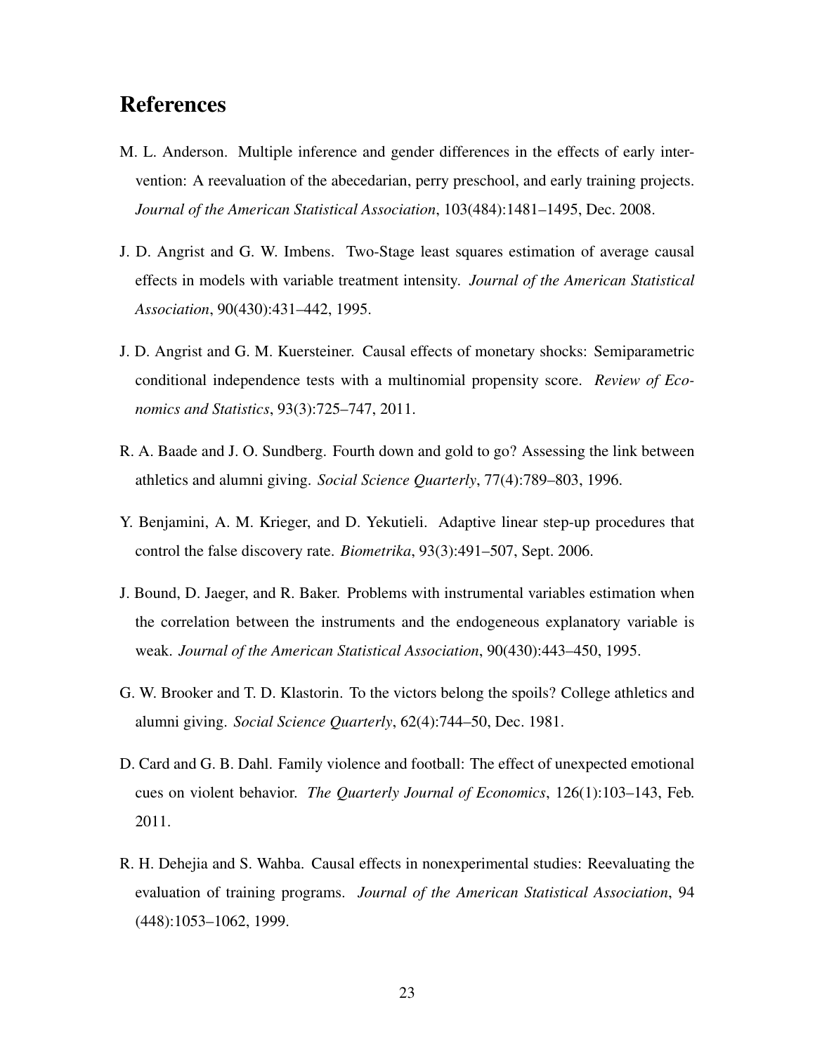# References

M. L. Anderson. Multiple inference and gender differences in the effects of early intervention: A reevaluation of the abecedarian, perry preschool, and early training projects. *Journal of the American Statistical Association*, 103(484):1481–1495, Dec. 2008.

J. D. Angrist and G. W. Imbens. Two-Stage least squares estimation of average causal effects in models with variable treatment intensity. *Journal of the American Statistical Association*, 90(430):431–442, 1995.

J. D. Angrist and G. M. Kuersteiner. Causal effects of monetary shocks: Semiparametric conditional independence tests with a multinomial propensity score. *Review of Economics and Statistics*, 93(3):725–747, 2011.

R. A. Baade and J. O. Sundberg. Fourth down and gold to go? Assessing the link between athletics and alumni giving. *Social Science Quarterly*, 77(4):789–803, 1996.

Y. Benjamini, A. M. Krieger, and D. Yekutieli. Adaptive linear step-up procedures that control the false discovery rate. *Biometrika*, 93(3):491–507, Sept. 2006.

J. Bound, D. Jaeger, and R. Baker. Problems with instrumental variables estimation when the correlation between the instruments and the endogeneous explanatory variable is weak. *Journal of the American Statistical Association*, 90(430):443–450, 1995.

G. W. Brooker and T. D. Klastorin. To the victors belong the spoils? College athletics and alumni giving. *Social Science Quarterly*, 62(4):744–50, Dec. 1981.

D. Card and G. B. Dahl. Family violence and football: The effect of unexpected emotional cues on violent behavior. *The Quarterly Journal of Economics*, 126(1):103–143, Feb. 2011.

R. H. Dehejia and S. Wahba. Causal effects in nonexperimental studies: Reevaluating the evaluation of training programs. *Journal of the American Statistical Association*, 94 (448):1053–1062, 1999.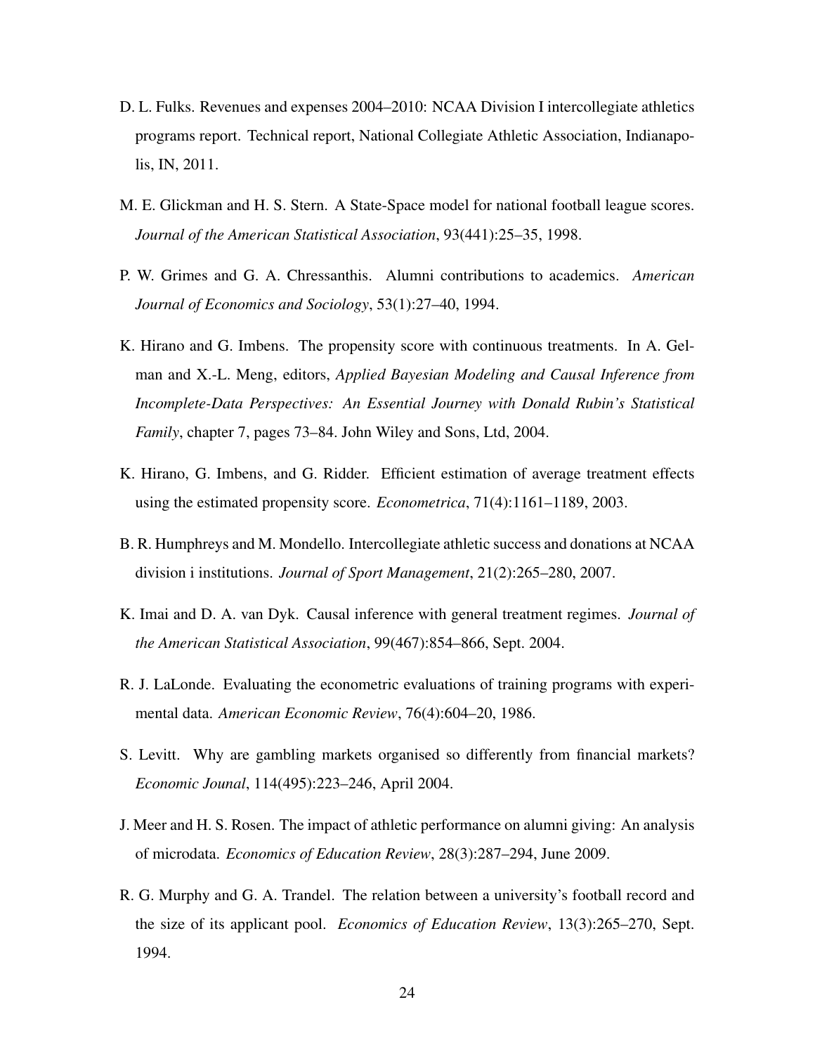D. L. Fulks. Revenues and expenses 2004–2010: NCAA Division I intercollegiate athletics programs report. Technical report, National Collegiate Athletic Association, Indianapolis, IN, 2011.

M. E. Glickman and H. S. Stern. A State-Space model for national football league scores. *Journal of the American Statistical Association*, 93(441):25–35, 1998.

P. W. Grimes and G. A. Chressanthis. Alumni contributions to academics. *American Journal of Economics and Sociology*, 53(1):27–40, 1994.

K. Hirano and G. Imbens. The propensity score with continuous treatments. In A. Gelman and X.-L. Meng, editors, *Applied Bayesian Modeling and Causal Inference from Incomplete-Data Perspectives: An Essential Journey with Donald Rubin's Statistical Family*, chapter 7, pages 73–84. John Wiley and Sons, Ltd, 2004.

K. Hirano, G. Imbens, and G. Ridder. Efficient estimation of average treatment effects using the estimated propensity score. *Econometrica*, 71(4):1161–1189, 2003.

B. R. Humphreys and M. Mondello. Intercollegiate athletic success and donations at NCAA division i institutions. *Journal of Sport Management*, 21(2):265–280, 2007.

K. Imai and D. A. van Dyk. Causal inference with general treatment regimes. *Journal of the American Statistical Association*, 99(467):854–866, Sept. 2004.

R. J. LaLonde. Evaluating the econometric evaluations of training programs with experimental data. *American Economic Review*, 76(4):604–20, 1986.

S. Levitt. Why are gambling markets organised so differently from financial markets? *Economic Jounal*, 114(495):223–246, April 2004.

J. Meer and H. S. Rosen. The impact of athletic performance on alumni giving: An analysis of microdata. *Economics of Education Review*, 28(3):287–294, June 2009.

R. G. Murphy and G. A. Trandel. The relation between a university's football record and the size of its applicant pool. *Economics of Education Review*, 13(3):265–270, Sept. 1994.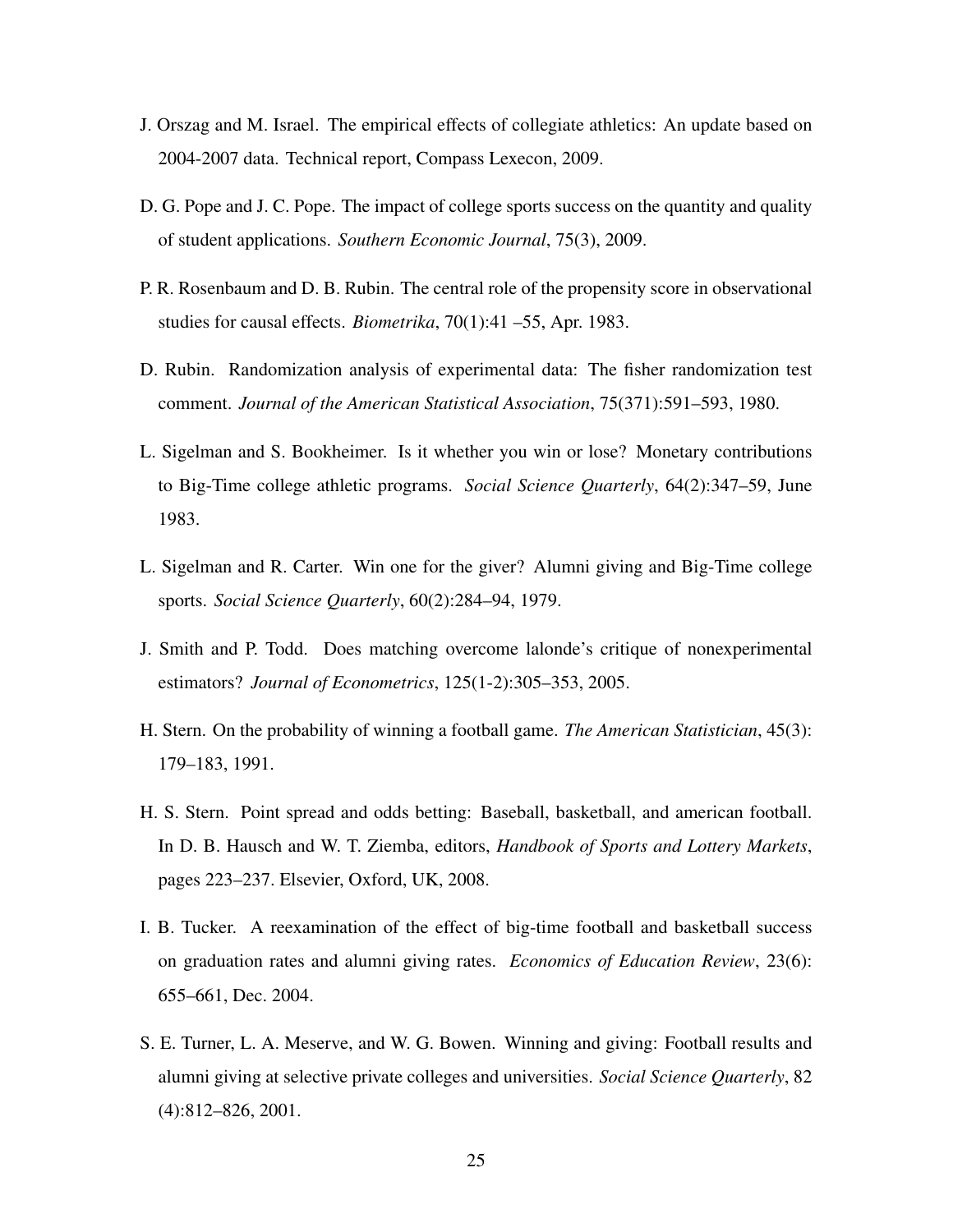J. Orszag and M. Israel. The empirical effects of collegiate athletics: An update based on 2004-2007 data. Technical report, Compass Lexecon, 2009.

D. G. Pope and J. C. Pope. The impact of college sports success on the quantity and quality of student applications. *Southern Economic Journal*, 75(3), 2009.

P. R. Rosenbaum and D. B. Rubin. The central role of the propensity score in observational studies for causal effects. *Biometrika*, 70(1):41 –55, Apr. 1983.

D. Rubin. Randomization analysis of experimental data: The fisher randomization test comment. *Journal of the American Statistical Association*, 75(371):591–593, 1980.

L. Sigelman and S. Bookheimer. Is it whether you win or lose? Monetary contributions to Big-Time college athletic programs. *Social Science Quarterly*, 64(2):347–59, June 1983.

L. Sigelman and R. Carter. Win one for the giver? Alumni giving and Big-Time college sports. *Social Science Quarterly*, 60(2):284–94, 1979.

J. Smith and P. Todd. Does matching overcome lalonde's critique of nonexperimental estimators? *Journal of Econometrics*, 125(1-2):305–353, 2005.

H. Stern. On the probability of winning a football game. *The American Statistician*, 45(3): 179–183, 1991.

H. S. Stern. Point spread and odds betting: Baseball, basketball, and american football. In D. B. Hausch and W. T. Ziemba, editors, *Handbook of Sports and Lottery Markets*, pages 223–237. Elsevier, Oxford, UK, 2008.

I. B. Tucker. A reexamination of the effect of big-time football and basketball success on graduation rates and alumni giving rates. *Economics of Education Review*, 23(6): 655–661, Dec. 2004.

S. E. Turner, L. A. Meserve, and W. G. Bowen. Winning and giving: Football results and alumni giving at selective private colleges and universities. *Social Science Quarterly*, 82 (4):812–826, 2001.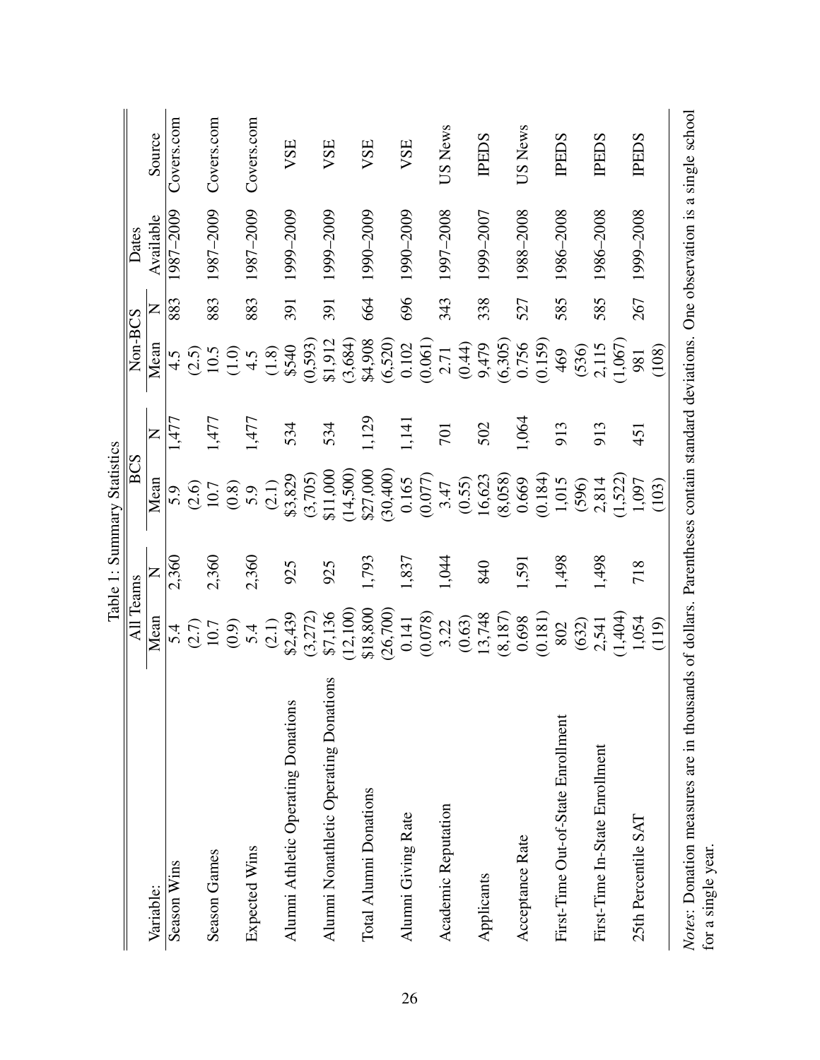Table 1: Summary Statistics

| Variable: | All Teams Mean | All Teams N | BCS Mean | BCS N | Non-BCS Mean | Non-BCS N | Dates Available | Source |
|---|---|---|---|---|---|---|---|---|
| Season Wins | 5.4 | 2,360 | 5.9 | 1,477 | 4.5 | 883 | 1987–2009 | Covers.com |
| | (2.7) | | (2.6) | | (2.5) | | | |
| Season Games | 10.7 | 2,360 | 10.7 | 1,477 | 10.5 | 883 | 1987–2009 | Covers.com |
| | (0.9) | | (0.8) | | (1.0) | | | |
| Expected Wins | 5.4 | 2,360 | 5.9 | 1,477 | 4.5 | 883 | 1987–2009 | Covers.com |
| | (2.1) | | (2.1) | | (1.8) | | | |
| Alumni Athletic Operating Donations | $2,439 | 925 | $3,829 | 534 | $540 | 391 | 1999–2009 | VSE |
| | (3,272) | | (3,705) | | (0,593) | | | |
| Alumni Nonathletic Operating Donations | $7,136 | 925 | $11,000 | 534 | $1,912 | 391 | 1999–2009 | VSE |
| | (12,100) | | (14,500) | | (3,684) | | | |
| Total Alumni Donations | $18,800 | 1,793 | $27,000 | 1,129 | $4,908 | 664 | 1990–2009 | VSE |
| | (26,700) | | (30,400) | | (6,520) | | | |
| Alumni Giving Rate | 0.141 | 1,837 | 0.165 | 1,141 | 0.102 | 696 | 1990–2009 | VSE |
| | (0.078) | | (0.077) | | (0.061) | | | |
| Academic Reputation | 3.22 | 1,044 | 3.47 | 701 | 2.71 | 343 | 1997–2008 | US News |
| | (0.63) | | (0.55) | | (0.44) | | | |
| Applicants | 13,748 | 840 | 16,623 | 502 | 9,479 | 338 | 1999–2007 | IPEDS |
| | (8,187) | | (8,058) | | (6,305) | | | |
| Acceptance Rate | 0.698 | 1,591 | 0.669 | 1,064 | 0.756 | 527 | 1988–2008 | US News |
| | (0.181) | | (0.184) | | (0.159) | | | |
| First-Time Out-of-State Enrollment | 802 | 1,498 | 1,015 | 913 | 469 | 585 | 1986–2008 | IPEDS |
| | (632) | | (596) | | (536) | | | |
| First-Time In-State Enrollment | 2,541 | 1,498 | 2,814 | 913 | 2,115 | 585 | 1986–2008 | IPEDS |
| | (1,404) | | (1,522) | | (1,067) | | | |
| 25th Percentile SAT | 1,054 | 718 | 1,097 | 451 | 981 | 267 | 1999–2008 | IPEDS |
| | (119) | | (103) | | (108) | | | |

*Notes*: Donation measures are in thousands of dollars. Parentheses contain standard deviations. One observation is a single school for a single year.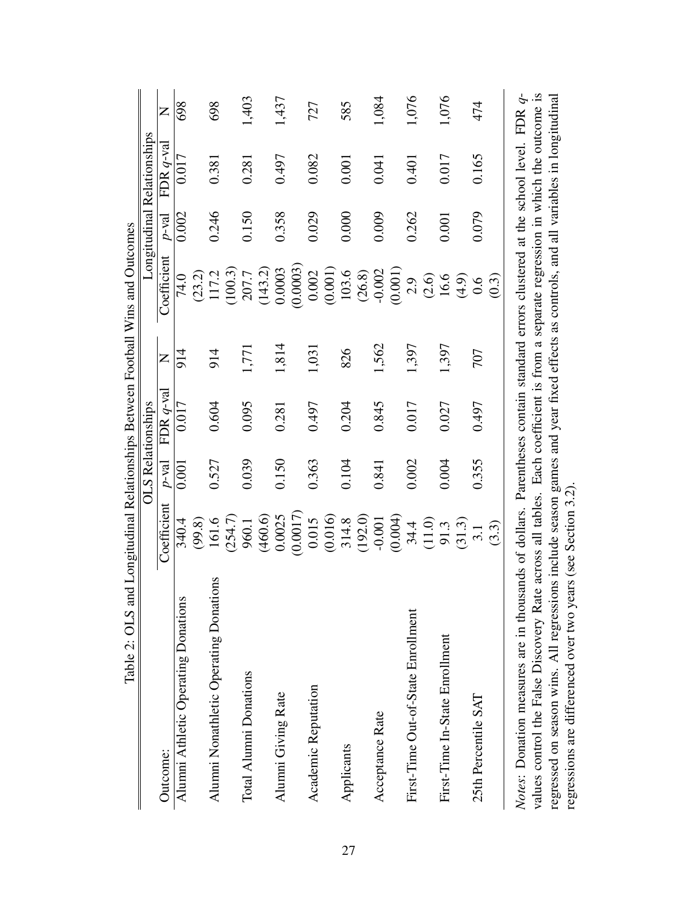Table 2: OLS and Longitudinal Relationships Between Football Wins and Outcomes

| | OLS Relationships | | | | Longitudinal Relationships | | | |
|---|---|---|---|---|---|---|---|---|
| Outcome: | Coefficient | $p$-val | FDR $q$-val | N | Coefficient | $p$-val | FDR $q$-val | N |
| Alumni Athletic Operating Donations | 340.4 | 0.001 | 0.017 | 914 | 74.0 | 0.002 | 0.017 | 698 |
| | (99.8) | | | | (23.2) | | | |
| Alumni Nonathletic Operating Donations | 161.6 | 0.527 | 0.604 | 914 | 117.2 | 0.246 | 0.381 | 698 |
| | (254.7) | | | | (100.3) | | | |
| Total Alumni Donations | 960.1 | 0.039 | 0.095 | 1,771 | 207.7 | 0.150 | 0.281 | 1,403 |
| | (460.6) | | | | (143.2) | | | |
| Alumni Giving Rate | 0.0025 | 0.150 | 0.281 | 1,814 | 0.0003 | 0.358 | 0.497 | 1,437 |
| | (0.0017) | | | | (0.0003) | | | |
| Academic Reputation | 0.015 | 0.363 | 0.497 | 1,031 | 0.002 | 0.029 | 0.082 | 727 |
| | (0.016) | | | | (0.001) | | | |
| Applicants | 314.8 | 0.104 | 0.204 | 826 | 103.6 | 0.000 | 0.001 | 585 |
| | (192.0) | | | | (26.8) | | | |
| Acceptance Rate | -0.001 | 0.841 | 0.845 | 1,562 | -0.002 | 0.009 | 0.041 | 1,084 |
| | (0.004) | | | | (0.001) | | | |
| First-Time Out-of-State Enrollment | 34.4 | 0.002 | 0.017 | 1,397 | 2.9 | 0.262 | 0.401 | 1,076 |
| | (11.0) | | | | (2.6) | | | |
| First-Time In-State Enrollment | 91.3 | 0.004 | 0.027 | 1,397 | 16.6 | 0.001 | 0.017 | 1,076 |
| | (31.3) | | | | (4.9) | | | |
| 25th Percentile SAT | 3.1 | 0.355 | 0.497 | 707 | 0.6 | 0.079 | 0.165 | 474 |
| | (3.3) | | | | (0.3) | | | |

*Notes*: Donation measures are in thousands of dollars. Parentheses contain standard errors clustered at the school level. FDR $q$-values control the False Discovery Rate across all tables. Each coefficient is from a separate regression in which the outcome is regressed on season wins. All regressions include season games and year fixed effects as controls, and all variables in longitudinal regressions are differenced over two years (see Section 3.2).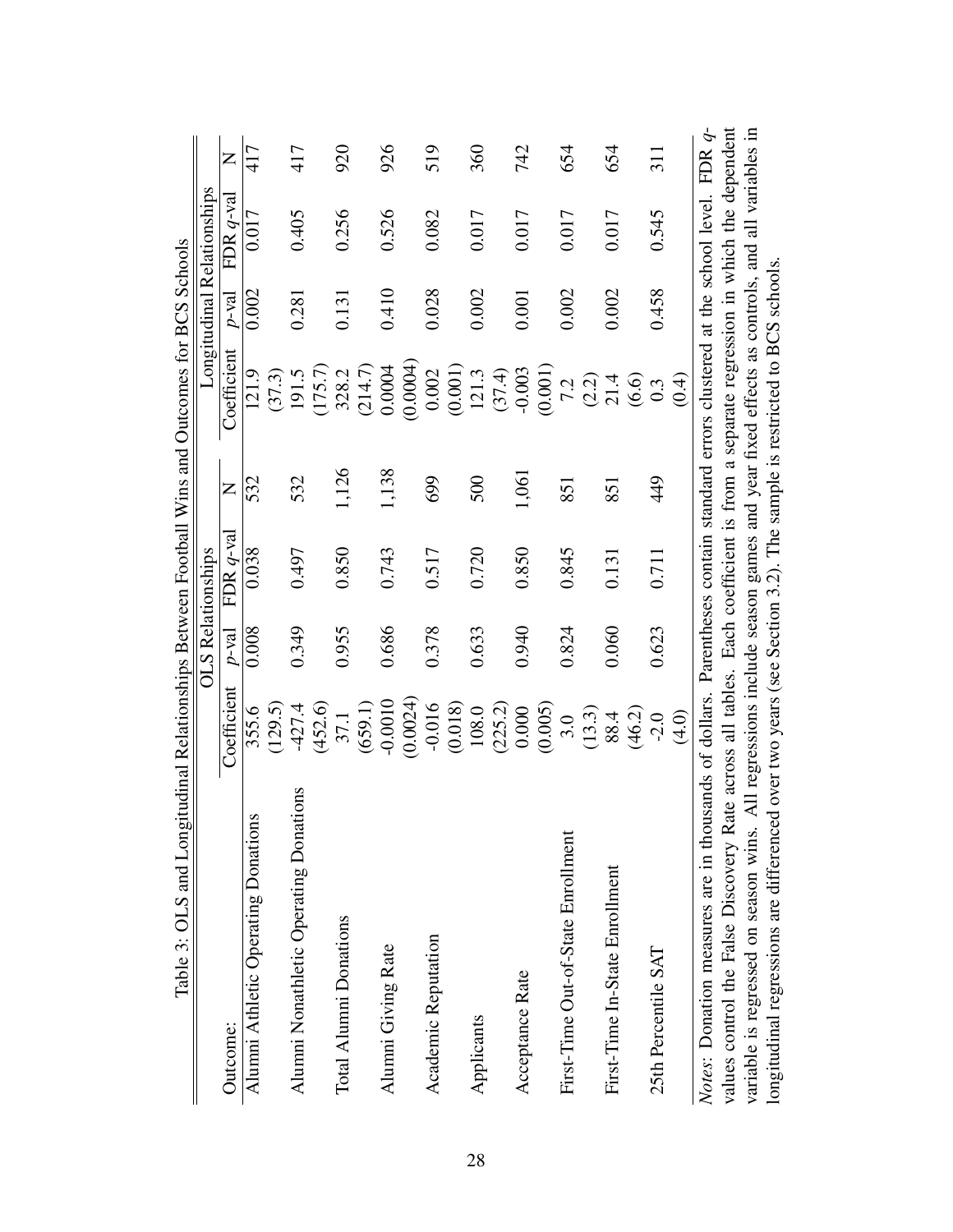Table 3: OLS and Longitudinal Relationships Between Football Wins and Outcomes for BCS Schools

| | OLS Relationships | | | | Longitudinal Relationships | | | |
|---|---|---|---|---|---|---|---|---|
| Outcome: | Coefficient | *p*-val | FDR *q*-val | N | Coefficient | *p*-val | FDR *q*-val | N |
| Alumni Athletic Operating Donations | 355.6 | 0.008 | 0.038 | 532 | 121.9 | 0.002 | 0.017 | 417 |
| | (129.5) | | | | (37.3) | | | |
| Alumni Nonathletic Operating Donations | -427.4 | 0.349 | 0.497 | 532 | 191.5 | 0.281 | 0.405 | 417 |
| | (452.6) | | | | (175.7) | | | |
| Total Alumni Donations | 37.1 | 0.955 | 0.850 | 1,126 | 328.2 | 0.131 | 0.256 | 920 |
| | (659.1) | | | | (214.7) | | | |
| Alumni Giving Rate | -0.0010 | 0.686 | 0.743 | 1,138 | 0.0004 | 0.410 | 0.526 | 926 |
| | (0.0024) | | | | (0.0004) | | | |
| Academic Reputation | -0.016 | 0.378 | 0.517 | 699 | 0.002 | 0.028 | 0.082 | 519 |
| | (0.018) | | | | (0.001) | | | |
| Applicants | 108.0 | 0.633 | 0.720 | 500 | 121.3 | 0.002 | 0.017 | 360 |
| | (225.2) | | | | (37.4) | | | |
| Acceptance Rate | 0.000 | 0.940 | 0.850 | 1,061 | -0.003 | 0.001 | 0.017 | 742 |
| | (0.005) | | | | (0.001) | | | |
| First-Time Out-of-State Enrollment | 3.0 | 0.824 | 0.845 | 851 | 7.2 | 0.002 | 0.017 | 654 |
| | (13.3) | | | | (2.2) | | | |
| First-Time In-State Enrollment | 88.4 | 0.060 | 0.131 | 851 | 21.4 | 0.002 | 0.017 | 654 |
| | (46.2) | | | | (6.6) | | | |
| 25th Percentile SAT | -2.0 | 0.623 | 0.711 | 449 | 0.3 | 0.458 | 0.545 | 311 |
| | (4.0) | | | | (0.4) | | | |

*Notes*: Donation measures are in thousands of dollars. Parentheses contain standard errors clustered at the school level. FDR *q*-values control the False Discovery Rate across all tables. Each coefficient is from a separate regression in which the dependent variable is regressed on season wins. All regressions include season games and year fixed effects as controls, and all variables in longitudinal regressions are differenced over two years (see Section 3.2). The sample is restricted to BCS schools.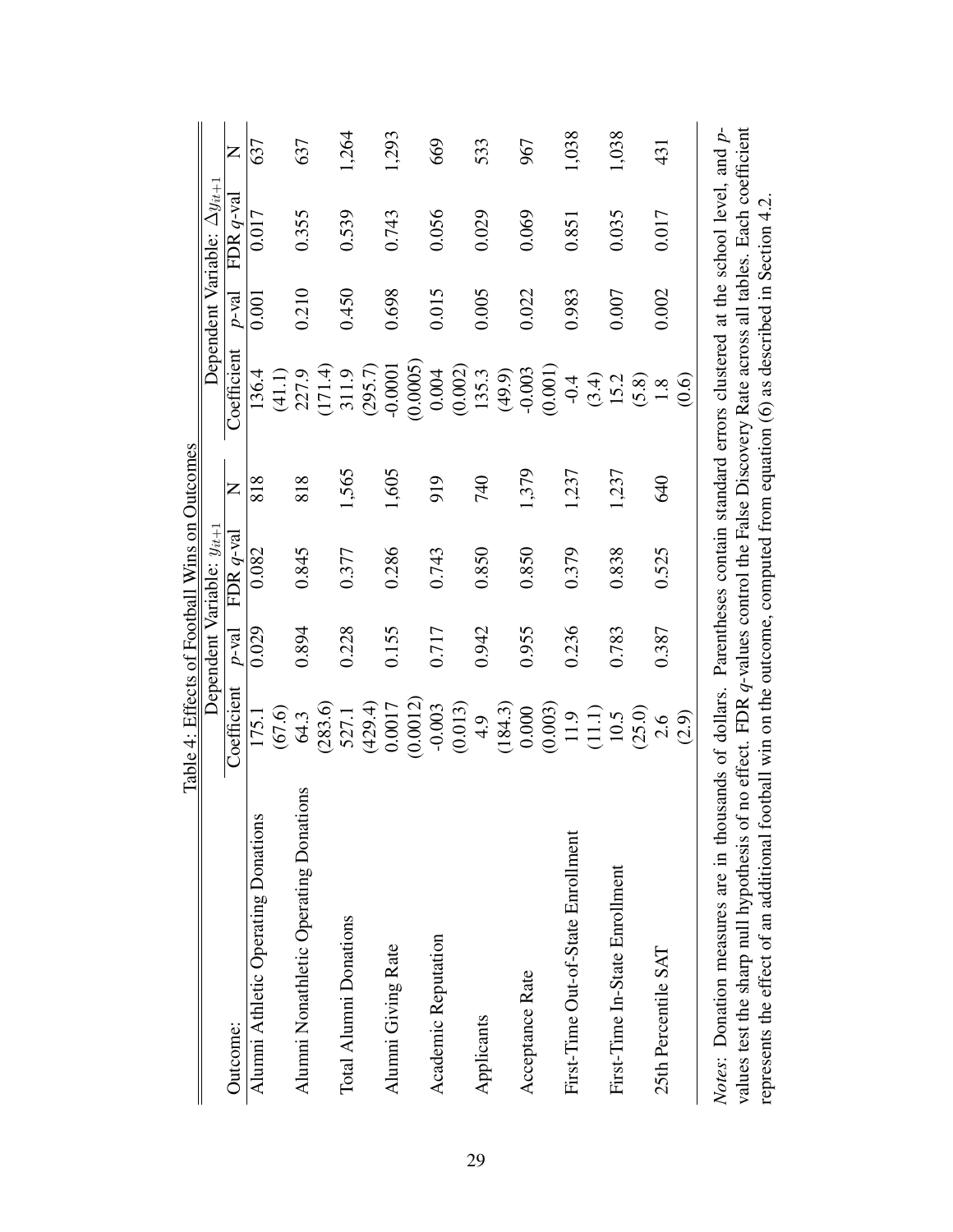Table 4: Effects of Football Wins on Outcomes

| Outcome: | Dependent Variable: $y_{it+1}$ | | | | Dependent Variable: $\Delta y_{it+1}$ | | | |
|---|---|---|---|---|---|---|---|---|
| | Coefficient | $p$-val | FDR $q$-val | N | Coefficient | $p$-val | FDR $q$-val | N |
| Alumni Athletic Operating Donations | 175.1 | 0.029 | 0.082 | 818 | 136.4 | 0.001 | 0.017 | 637 |
| | (67.6) | | | | (41.1) | | | |
| Alumni Nonathletic Operating Donations | 64.3 | 0.894 | 0.845 | 818 | 227.9 | 0.210 | 0.355 | 637 |
| | (283.6) | | | | (171.4) | | | |
| Total Alumni Donations | 527.1 | 0.228 | 0.377 | 1,565 | 311.9 | 0.450 | 0.539 | 1,264 |
| | (429.4) | | | | (295.7) | | | |
| Alumni Giving Rate | 0.0017 | 0.155 | 0.286 | 1,605 | -0.0001 | 0.698 | 0.743 | 1,293 |
| | (0.0012) | | | | (0.0005) | | | |
| Academic Reputation | -0.003 | 0.717 | 0.743 | 919 | 0.004 | 0.015 | 0.056 | 669 |
| | (0.013) | | | | (0.002) | | | |
| Applicants | 4.9 | 0.942 | 0.850 | 740 | 135.3 | 0.005 | 0.029 | 533 |
| | (184.3) | | | | (49.9) | | | |
| Acceptance Rate | 0.000 | 0.955 | 0.850 | 1,379 | -0.003 | 0.022 | 0.069 | 967 |
| | (0.003) | | | | (0.001) | | | |
| First-Time Out-of-State Enrollment | 11.9 | 0.236 | 0.379 | 1,237 | -0.4 | 0.983 | 0.851 | 1,038 |
| | (11.1) | | | | (3.4) | | | |
| First-Time In-State Enrollment | 10.5 | 0.783 | 0.838 | 1,237 | 15.2 | 0.007 | 0.035 | 1,038 |
| | (25.0) | | | | (5.8) | | | |
| 25th Percentile SAT | 2.6 | 0.387 | 0.525 | 640 | 1.8 | 0.002 | 0.017 | 431 |
| | (2.9) | | | | (0.6) | | | |

*Notes*: Donation measures are in thousands of dollars. Parentheses contain standard errors clustered at the school level, and $p$-values test the sharp null hypothesis of no effect. FDR $q$-values control the False Discovery Rate across all tables. Each coefficient represents the effect of an additional football win on the outcome, computed from equation (6) as described in Section 4.2.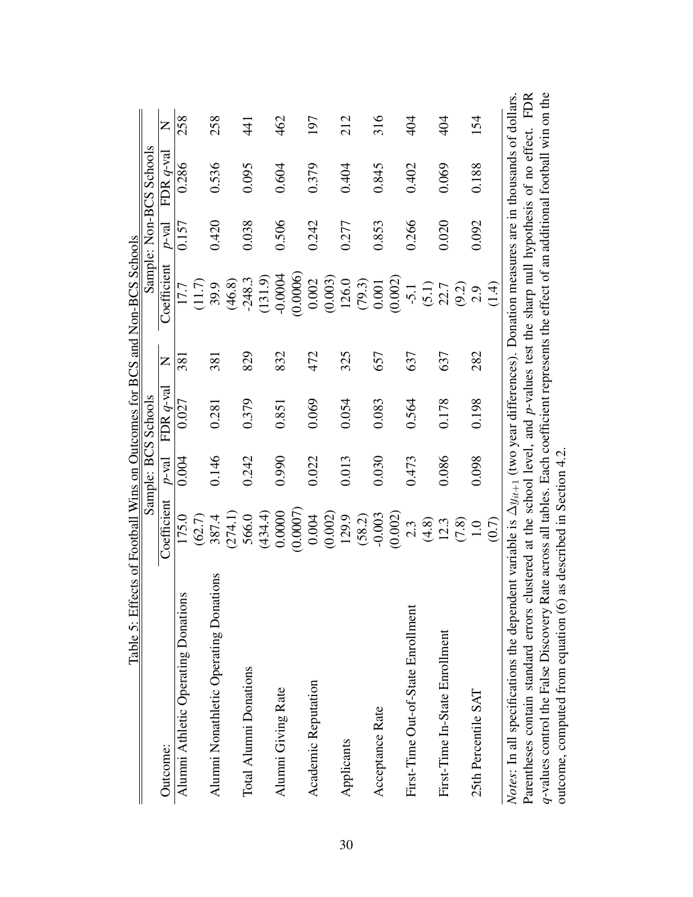Table 5: Effects of Football Wins on Outcomes for BCS and Non-BCS Schools

| Outcome: | Sample: BCS Schools | | | | Sample: Non-BCS Schools | | | |
|---|---|---|---|---|---|---|---|---|
| | Coefficient | $p$-val | FDR $q$-val | N | Coefficient | $p$-val | FDR $q$-val | N |
| Alumni Athletic Operating Donations | 175.0 | 0.004 | 0.027 | 381 | 17.7 | 0.157 | 0.286 | 258 |
| | (62.7) | | | | (11.7) | | | |
| Alumni Nonathletic Operating Donations | 387.4 | 0.146 | 0.281 | 381 | 39.9 | 0.420 | 0.536 | 258 |
| | (274.1) | | | | (46.8) | | | |
| Total Alumni Donations | 566.0 | 0.242 | 0.379 | 829 | -248.3 | 0.038 | 0.095 | 441 |
| | (434.4) | | | | (131.9) | | | |
| Alumni Giving Rate | 0.0000 | 0.990 | 0.851 | 832 | -0.0004 | 0.506 | 0.604 | 462 |
| | (0.0007) | | | | (0.0006) | | | |
| Academic Reputation | 0.004 | 0.022 | 0.069 | 472 | 0.002 | 0.242 | 0.379 | 197 |
| | (0.002) | | | | (0.003) | | | |
| Applicants | 129.9 | 0.013 | 0.054 | 325 | 126.0 | 0.277 | 0.404 | 212 |
| | (58.2) | | | | (79.3) | | | |
| Acceptance Rate | -0.003 | 0.030 | 0.083 | 657 | 0.001 | 0.853 | 0.845 | 316 |
| | (0.002) | | | | (0.002) | | | |
| First-Time Out-of-State Enrollment | 2.3 | 0.473 | 0.564 | 637 | -5.1 | 0.266 | 0.402 | 404 |
| | (4.8) | | | | (5.1) | | | |
| First-Time In-State Enrollment | 12.3 | 0.086 | 0.178 | 637 | 22.7 | 0.020 | 0.069 | 404 |
| | (7.8) | | | | (9.2) | | | |
| 25th Percentile SAT | 1.0 | 0.098 | 0.198 | 282 | 2.9 | 0.092 | 0.188 | 154 |
| | (0.7) | | | | (1.4) | | | |

*Notes*: In all specifications the dependent variable is $\Delta y_{it+1}$ (two year differences). Donation measures are in thousands of dollars. Parentheses contain standard errors clustered at the school level, and $p$-values test the sharp null hypothesis of no effect. FDR $q$-values control the False Discovery Rate across all tables. Each coefficient represents the effect of an additional football win on the outcome, computed from equation (6) as described in Section 4.2.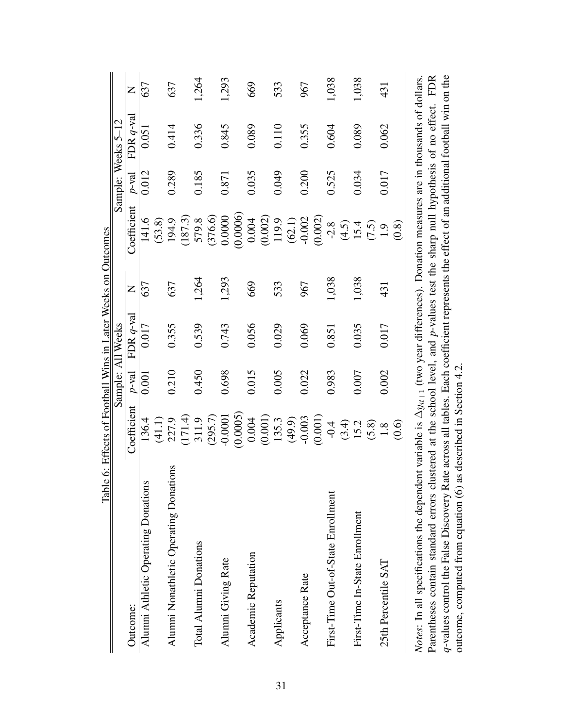Table 6: Effects of Football Wins in Later Weeks on Outcomes

| | Sample: All Weeks | | | | Sample: Weeks 5–12 | | | |
|---|---|---|---|---|---|---|---|---|
| Outcome: | Coefficient | $p$-val | FDR $q$-val | N | Coefficient | $p$-val | FDR $q$-val | N |
| Alumni Athletic Operating Donations | 136.4 | 0.001 | 0.017 | 637 | 141.6 | 0.012 | 0.051 | 637 |
| | (41.1) | | | | (53.8) | | | |
| Alumni Nonathletic Operating Donations | 227.9 | 0.210 | 0.355 | 637 | 194.9 | 0.289 | 0.414 | 637 |
| | (171.4) | | | | (187.3) | | | |
| Total Alumni Donations | 311.9 | 0.450 | 0.539 | 1,264 | 579.8 | 0.185 | 0.336 | 1,264 |
| | (295.7) | | | | (376.6) | | | |
| Alumni Giving Rate | -0.0001 | 0.698 | 0.743 | 1,293 | 0.0000 | 0.871 | 0.845 | 1,293 |
| | (0.0005) | | | | (0.0006) | | | |
| Academic Reputation | 0.004 | 0.015 | 0.056 | 669 | 0.004 | 0.035 | 0.089 | 669 |
| | (0.001) | | | | (0.002) | | | |
| Applicants | 135.3 | 0.005 | 0.029 | 533 | 119.9 | 0.049 | 0.110 | 533 |
| | (49.9) | | | | (62.1) | | | |
| Acceptance Rate | -0.003 | 0.022 | 0.069 | 967 | -0.002 | 0.200 | 0.355 | 967 |
| | (0.001) | | | | (0.002) | | | |
| First-Time Out-of-State Enrollment | -0.4 | 0.983 | 0.851 | 1,038 | -2.8 | 0.525 | 0.604 | 1,038 |
| | (3.4) | | | | (4.5) | | | |
| First-Time In-State Enrollment | 15.2 | 0.007 | 0.035 | 1,038 | 15.4 | 0.034 | 0.089 | 1,038 |
| | (5.8) | | | | (7.5) | | | |
| 25th Percentile SAT | 1.8 | 0.002 | 0.017 | 431 | 1.9 | 0.017 | 0.062 | 431 |
| | (0.6) | | | | (0.8) | | | |

*Notes*: In all specifications the dependent variable is $\Delta y_{it+1}$ (two year differences). Donation measures are in thousands of dollars. Parentheses contain standard errors clustered at the school level, and $p$-values test the sharp null hypothesis of no effect. FDR $q$-values control the False Discovery Rate across all tables. Each coefficient represents the effect of an additional football win on the outcome, computed from equation (6) as described in Section 4.2.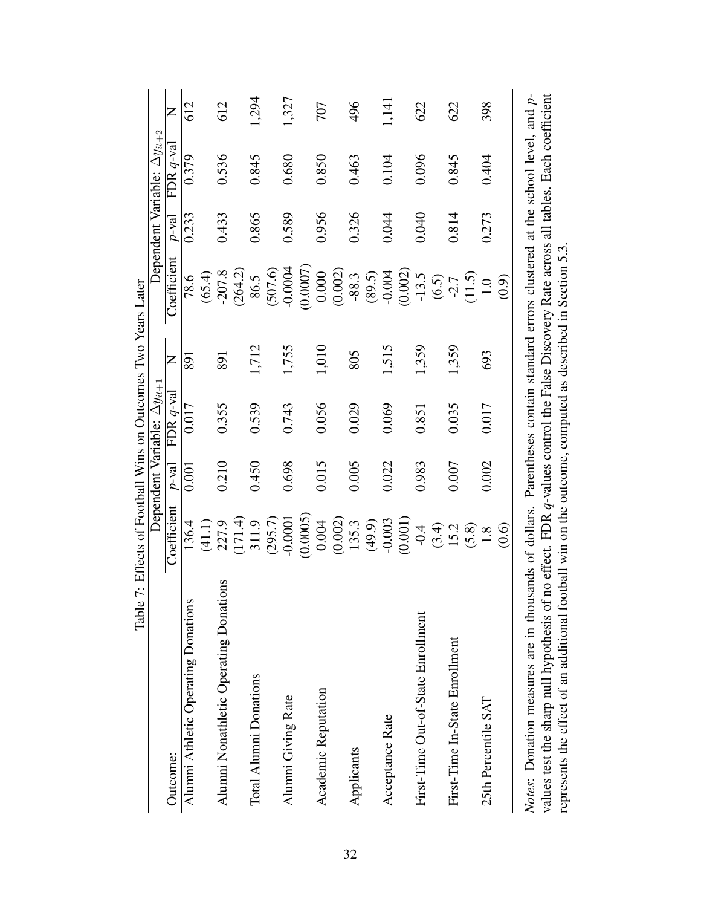Table 7: Effects of Football Wins on Outcomes Two Years Later

| Outcome: | Dependent Variable: $\Delta y_{it+1}$ | | | | Dependent Variable: $\Delta y_{it+2}$ | | | |
|---|---|---|---|---|---|---|---|---|
| | Coefficient | $p$-val | FDR $q$-val | N | Coefficient | $p$-val | FDR $q$-val | N |
| Alumni Athletic Operating Donations | 136.4 | 0.001 | 0.017 | 891 | 78.6 | 0.233 | 0.379 | 612 |
| | (41.1) | | | | (65.4) | | | |
| Alumni Nonathletic Operating Donations | 227.9 | 0.210 | 0.355 | 891 | -207.8 | 0.433 | 0.536 | 612 |
| | (171.4) | | | | (264.2) | | | |
| Total Alumni Donations | 311.9 | 0.450 | 0.539 | 1,712 | 86.5 | 0.865 | 0.845 | 1,294 |
| | (295.7) | | | | (507.6) | | | |
| Alumni Giving Rate | -0.0001 | 0.698 | 0.743 | 1,755 | -0.0004 | 0.589 | 0.680 | 1,327 |
| | (0.0005) | | | | (0.0007) | | | |
| Academic Reputation | 0.004 | 0.015 | 0.056 | 1,010 | 0.000 | 0.956 | 0.850 | 707 |
| | (0.002) | | | | (0.002) | | | |
| Applicants | 135.3 | 0.005 | 0.029 | 805 | -88.3 | 0.326 | 0.463 | 496 |
| | (49.9) | | | | (89.5) | | | |
| Acceptance Rate | -0.003 | 0.022 | 0.069 | 1,515 | -0.004 | 0.044 | 0.104 | 1,141 |
| | (0.001) | | | | (0.002) | | | |
| First-Time Out-of-State Enrollment | -0.4 | 0.983 | 0.851 | 1,359 | -13.5 | 0.040 | 0.096 | 622 |
| | (3.4) | | | | (6.5) | | | |
| First-Time In-State Enrollment | 15.2 | 0.007 | 0.035 | 1,359 | -2.7 | 0.814 | 0.845 | 622 |
| | (5.8) | | | | (11.5) | | | |
| 25th Percentile SAT | 1.8 | 0.002 | 0.017 | 693 | 1.0 | 0.273 | 0.404 | 398 |
| | (0.6) | | | | (0.9) | | | |

*Notes*: Donation measures are in thousands of dollars. Parentheses contain standard errors clustered at the school level, and $p$-values test the sharp null hypothesis of no effect. FDR $q$-values control the False Discovery Rate across all tables. Each coefficient represents the effect of an additional football win on the outcome, computed as described in Section 5.3.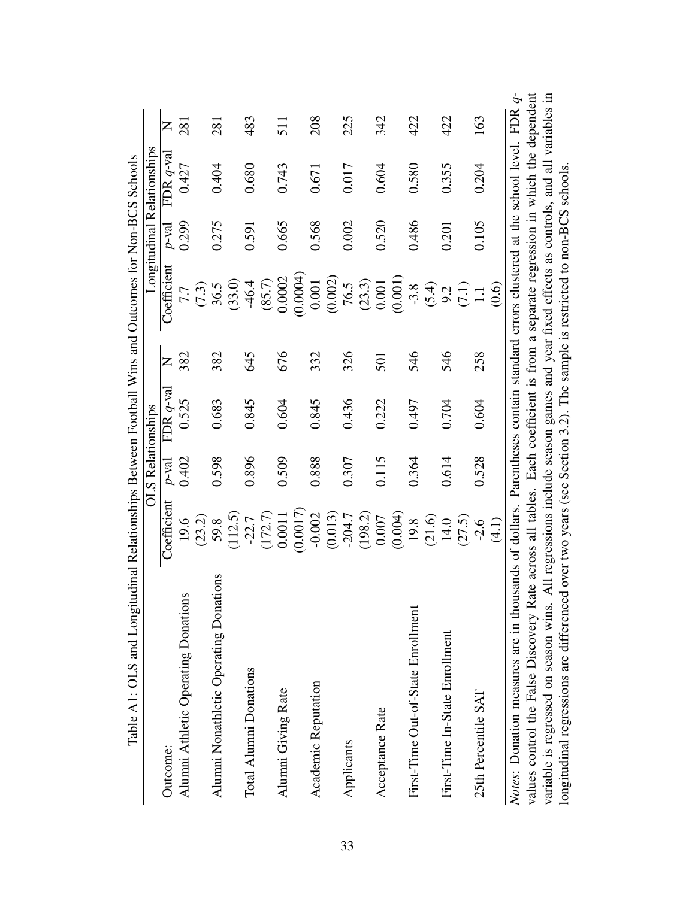Table A1: OLS and Longitudinal Relationships Between Football Wins and Outcomes for Non-BCS Schools

| | OLS Relationships | | | | Longitudinal Relationships | | | |
|---|---|---|---|---|---|---|---|---|
| Outcome: | Coefficient | $p$-val | FDR $q$-val | N | Coefficient | $p$-val | FDR $q$-val | N |
| Alumni Athletic Operating Donations | 19.6 | 0.402 | 0.525 | 382 | 7.7 | 0.299 | 0.427 | 281 |
| | (23.2) | | | | (7.3) | | | |
| Alumni Nonathletic Operating Donations | 59.8 | 0.598 | 0.683 | 382 | 36.5 | 0.275 | 0.404 | 281 |
| | (112.5) | | | | (33.0) | | | |
| Total Alumni Donations | -22.7 | 0.896 | 0.845 | 645 | -46.4 | 0.591 | 0.680 | 483 |
| | (172.7) | | | | (85.7) | | | |
| Alumni Giving Rate | 0.0011 | 0.509 | 0.604 | 676 | 0.0002 | 0.665 | 0.743 | 511 |
| | (0.0017) | | | | (0.0004) | | | |
| Academic Reputation | -0.002 | 0.888 | 0.845 | 332 | 0.001 | 0.568 | 0.671 | 208 |
| | (0.013) | | | | (0.002) | | | |
| Applicants | -204.7 | 0.307 | 0.436 | 326 | 76.5 | 0.002 | 0.017 | 225 |
| | (198.2) | | | | (23.3) | | | |
| Acceptance Rate | 0.007 | 0.115 | 0.222 | 501 | 0.001 | 0.520 | 0.604 | 342 |
| | (0.004) | | | | (0.001) | | | |
| First-Time Out-of-State Enrollment | 19.8 | 0.364 | 0.497 | 546 | -3.8 | 0.486 | 0.580 | 422 |
| | (21.6) | | | | (5.4) | | | |
| First-Time In-State Enrollment | 14.0 | 0.614 | 0.704 | 546 | 9.2 | 0.201 | 0.355 | 422 |
| | (27.5) | | | | (7.1) | | | |
| 25th Percentile SAT | -2.6 | 0.528 | 0.604 | 258 | 1.1 | 0.105 | 0.204 | 163 |
| | (4.1) | | | | (0.6) | | | |

*Notes*: Donation measures are in thousands of dollars. Parentheses contain standard errors clustered at the school level. FDR $q$-values control the False Discovery Rate across all tables. Each coefficient is from a separate regression in which the dependent variable is regressed on season wins. All regressions include season games and year fixed effects as controls, and all variables in longitudinal regressions are differenced over two years (see Section 3.2). The sample is restricted to non-BCS schools.